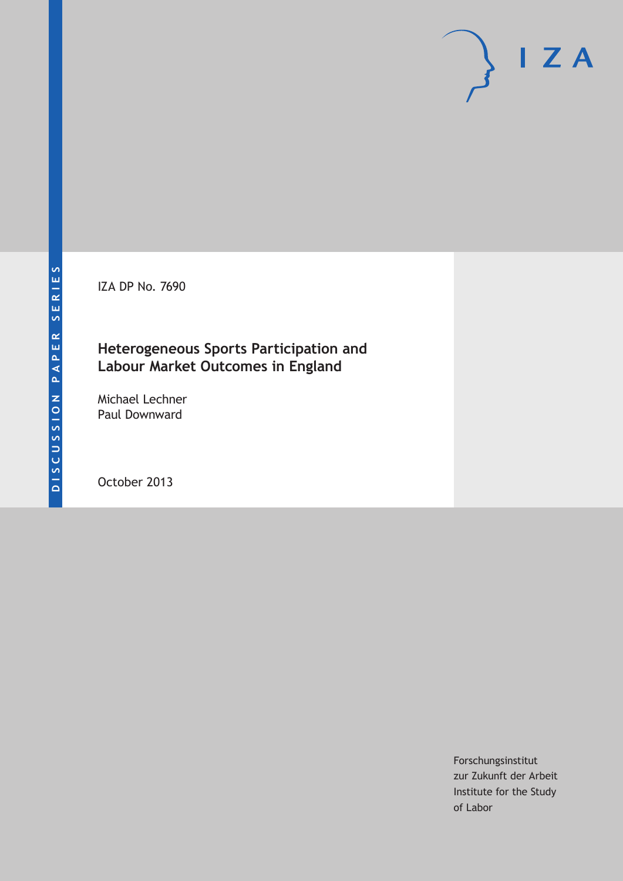DISCUSSION PAPER SERIES

IZA DP No. 7690

# Heterogeneous Sports Participation and Labour Market Outcomes in England

Michael Lechner
Paul Downward

October 2013

Forschungsinstitut
zur Zukunft der Arbeit
Institute for the Study
of Labor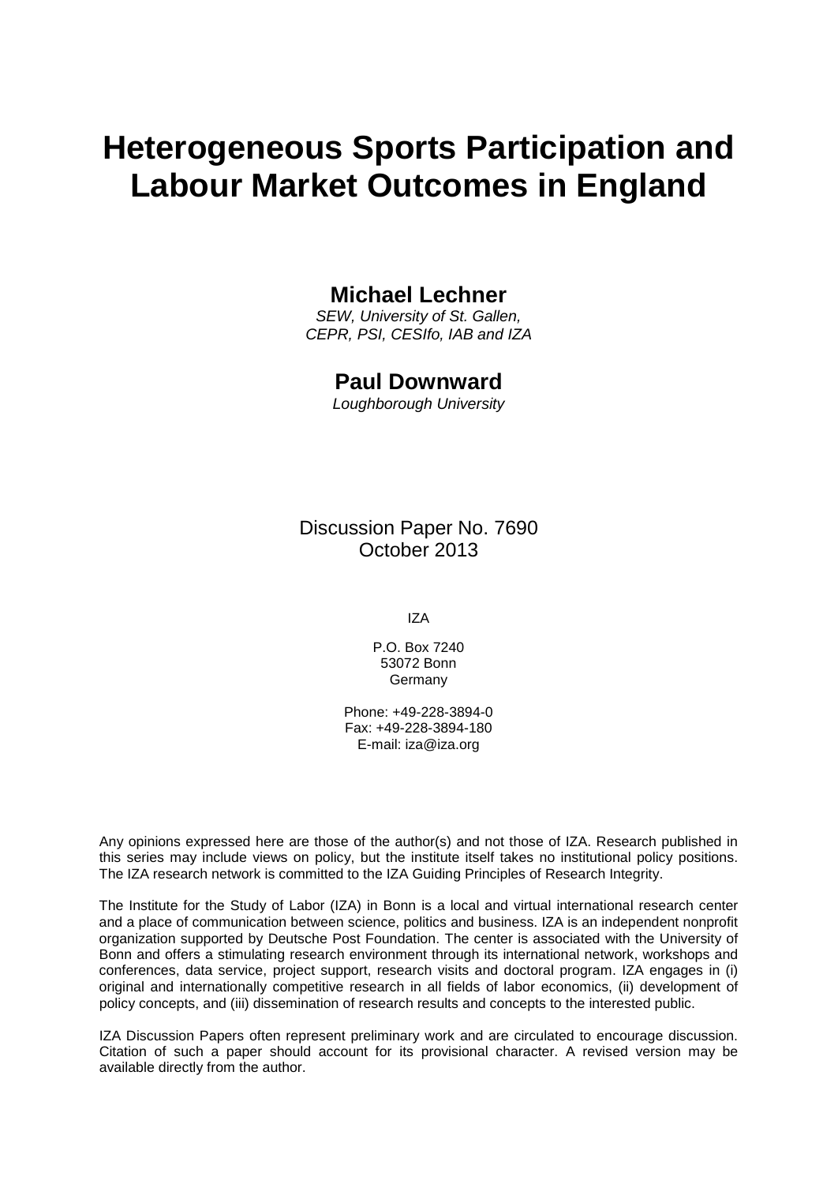# Heterogeneous Sports Participation and Labour Market Outcomes in England

**Michael Lechner**

*SEW, University of St. Gallen, CEPR, PSI, CESIfo, IAB and IZA*

**Paul Downward**

*Loughborough University*

Discussion Paper No. 7690
October 2013

IZA

P.O. Box 7240
53072 Bonn
Germany

Phone: +49-228-3894-0
Fax: +49-228-3894-180
E-mail: iza@iza.org

Any opinions expressed here are those of the author(s) and not those of IZA. Research published in this series may include views on policy, but the institute itself takes no institutional policy positions. The IZA research network is committed to the IZA Guiding Principles of Research Integrity.

The Institute for the Study of Labor (IZA) in Bonn is a local and virtual international research center and a place of communication between science, politics and business. IZA is an independent nonprofit organization supported by Deutsche Post Foundation. The center is associated with the University of Bonn and offers a stimulating research environment through its international network, workshops and conferences, data service, project support, research visits and doctoral program. IZA engages in (i) original and internationally competitive research in all fields of labor economics, (ii) development of policy concepts, and (iii) dissemination of research results and concepts to the interested public.

IZA Discussion Papers often represent preliminary work and are circulated to encourage discussion. Citation of such a paper should account for its provisional character. A revised version may be available directly from the author.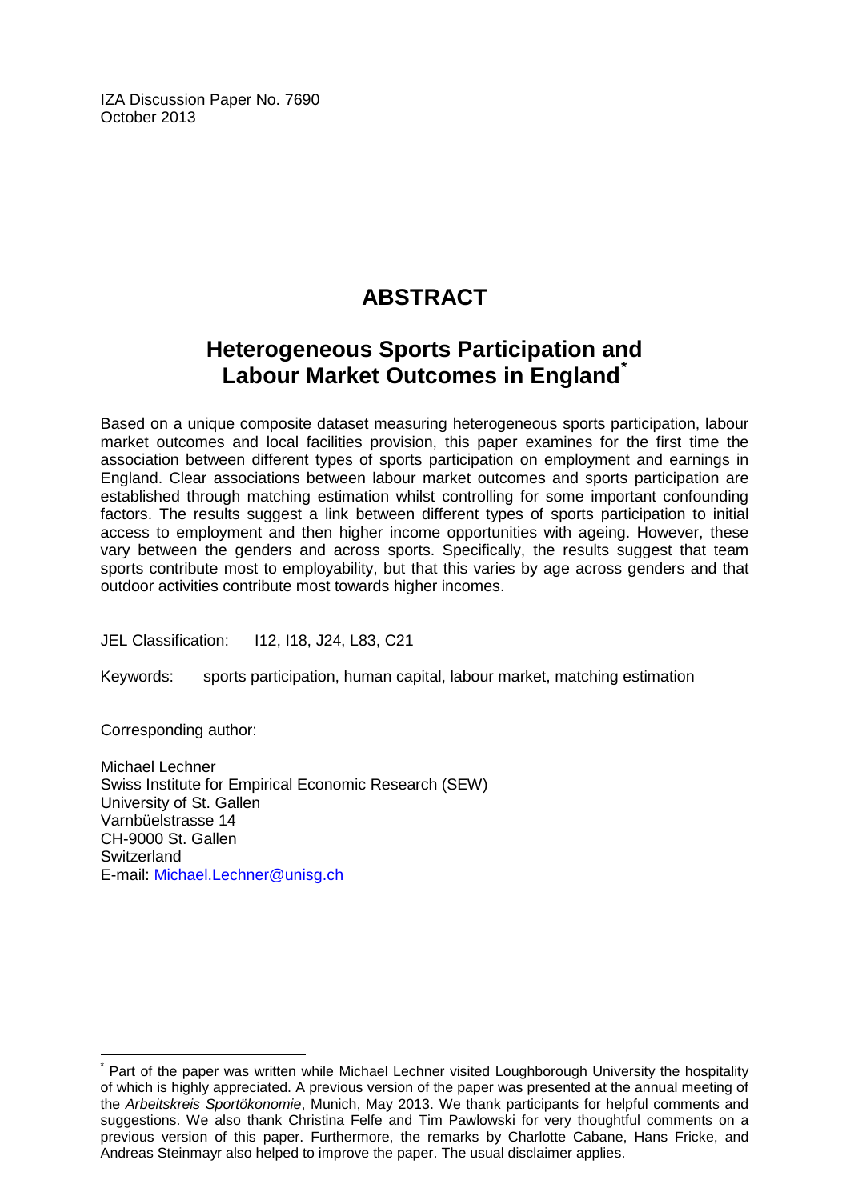IZA Discussion Paper No. 7690
October 2013

# ABSTRACT

## Heterogeneous Sports Participation and Labour Market Outcomes in England[*]

Based on a unique composite dataset measuring heterogeneous sports participation, labour market outcomes and local facilities provision, this paper examines for the first time the association between different types of sports participation on employment and earnings in England. Clear associations between labour market outcomes and sports participation are established through matching estimation whilst controlling for some important confounding factors. The results suggest a link between different types of sports participation to initial access to employment and then higher income opportunities with ageing. However, these vary between the genders and across sports. Specifically, the results suggest that team sports contribute most to employability, but that this varies by age across genders and that outdoor activities contribute most towards higher incomes.

JEL Classification: I12, I18, J24, L83, C21

Keywords: sports participation, human capital, labour market, matching estimation

Corresponding author:

Michael Lechner
Swiss Institute for Empirical Economic Research (SEW)
University of St. Gallen
Varnbüelstrasse 14
CH-9000 St. Gallen
Switzerland
E-mail: Michael.Lechner@unisg.ch

[*] Part of the paper was written while Michael Lechner visited Loughborough University the hospitality of which is highly appreciated. A previous version of the paper was presented at the annual meeting of the *Arbeitskreis Sportökonomie*, Munich, May 2013. We thank participants for helpful comments and suggestions. We also thank Christina Felfe and Tim Pawlowski for very thoughtful comments on a previous version of this paper. Furthermore, the remarks by Charlotte Cabane, Hans Fricke, and Andreas Steinmayr also helped to improve the paper. The usual disclaimer applies.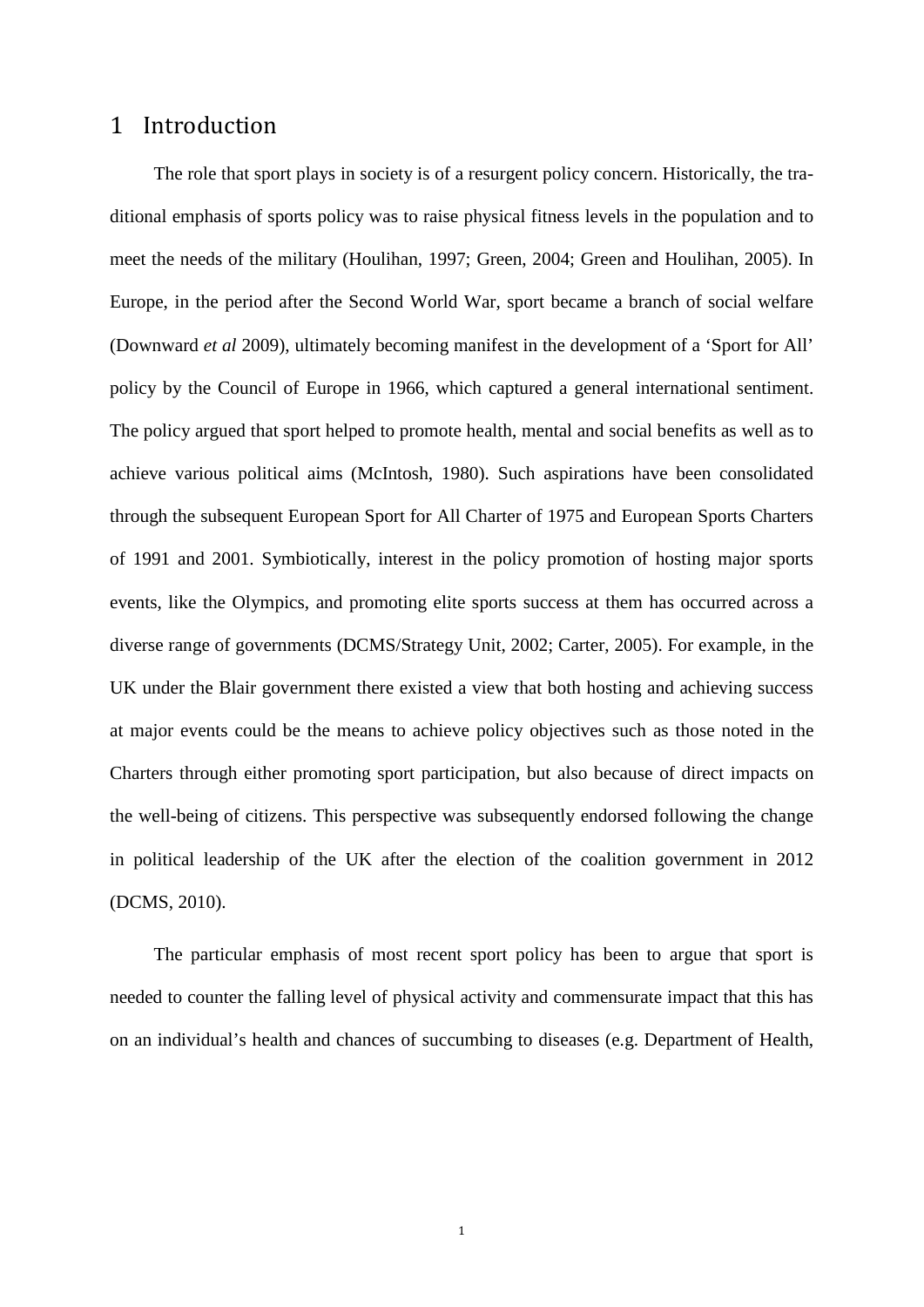# 1 Introduction

The role that sport plays in society is of a resurgent policy concern. Historically, the traditional emphasis of sports policy was to raise physical fitness levels in the population and to meet the needs of the military (Houlihan, 1997; Green, 2004; Green and Houlihan, 2005). In Europe, in the period after the Second World War, sport became a branch of social welfare (Downward *et al* 2009), ultimately becoming manifest in the development of a 'Sport for All' policy by the Council of Europe in 1966, which captured a general international sentiment. The policy argued that sport helped to promote health, mental and social benefits as well as to achieve various political aims (McIntosh, 1980). Such aspirations have been consolidated through the subsequent European Sport for All Charter of 1975 and European Sports Charters of 1991 and 2001. Symbiotically, interest in the policy promotion of hosting major sports events, like the Olympics, and promoting elite sports success at them has occurred across a diverse range of governments (DCMS/Strategy Unit, 2002; Carter, 2005). For example, in the UK under the Blair government there existed a view that both hosting and achieving success at major events could be the means to achieve policy objectives such as those noted in the Charters through either promoting sport participation, but also because of direct impacts on the well-being of citizens. This perspective was subsequently endorsed following the change in political leadership of the UK after the election of the coalition government in 2012 (DCMS, 2010).

The particular emphasis of most recent sport policy has been to argue that sport is needed to counter the falling level of physical activity and commensurate impact that this has on an individual's health and chances of succumbing to diseases (e.g. Department of Health,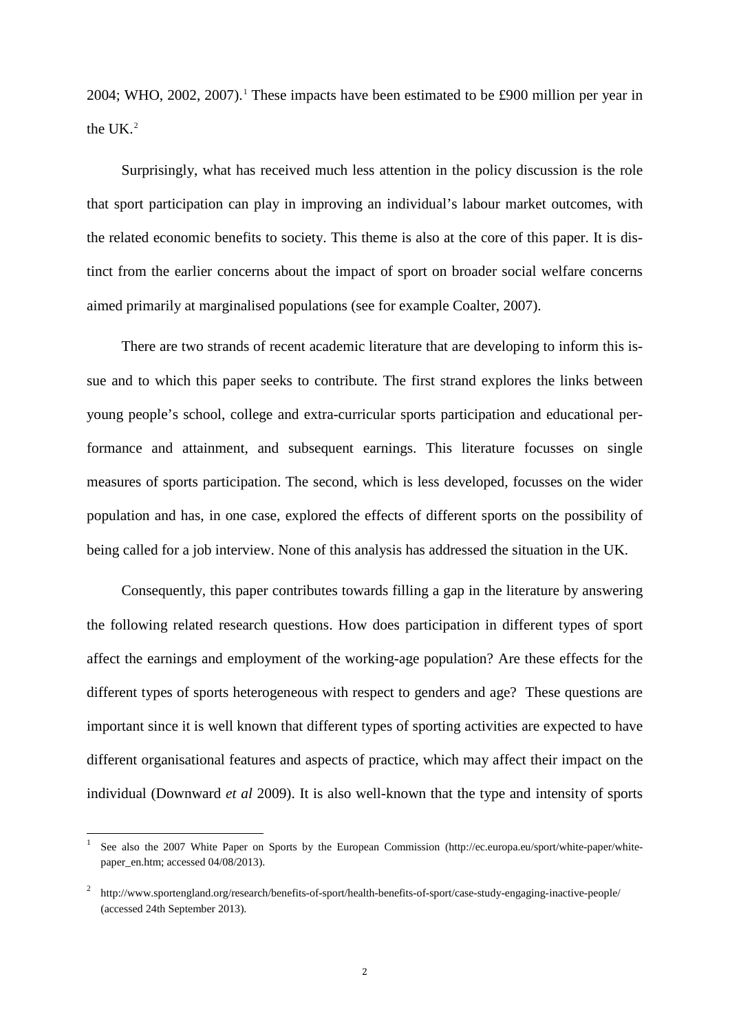2004; WHO, 2002, 2007).[1] These impacts have been estimated to be £900 million per year in the UK.[2]

Surprisingly, what has received much less attention in the policy discussion is the role that sport participation can play in improving an individual's labour market outcomes, with the related economic benefits to society. This theme is also at the core of this paper. It is distinct from the earlier concerns about the impact of sport on broader social welfare concerns aimed primarily at marginalised populations (see for example Coalter, 2007).

There are two strands of recent academic literature that are developing to inform this issue and to which this paper seeks to contribute. The first strand explores the links between young people's school, college and extra-curricular sports participation and educational performance and attainment, and subsequent earnings. This literature focusses on single measures of sports participation. The second, which is less developed, focusses on the wider population and has, in one case, explored the effects of different sports on the possibility of being called for a job interview. None of this analysis has addressed the situation in the UK.

Consequently, this paper contributes towards filling a gap in the literature by answering the following related research questions. How does participation in different types of sport affect the earnings and employment of the working-age population? Are these effects for the different types of sports heterogeneous with respect to genders and age? These questions are important since it is well known that different types of sporting activities are expected to have different organisational features and aspects of practice, which may affect their impact on the individual (Downward *et al* 2009). It is also well-known that the type and intensity of sports

---

[1] See also the 2007 White Paper on Sports by the European Commission (http://ec.europa.eu/sport/white-paper/white-paper_en.htm; accessed 04/08/2013).

[2] http://www.sportengland.org/research/benefits-of-sport/health-benefits-of-sport/case-study-engaging-inactive-people/ (accessed 24th September 2013).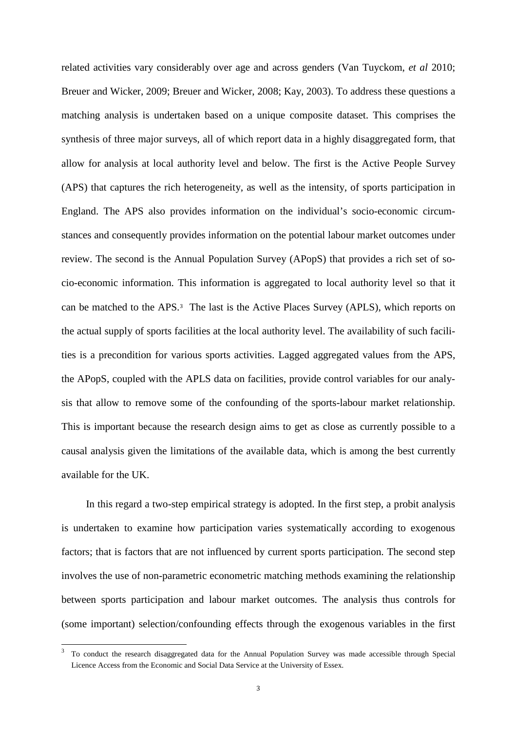related activities vary considerably over age and across genders (Van Tuyckom, *et al* 2010; Breuer and Wicker, 2009; Breuer and Wicker, 2008; Kay, 2003). To address these questions a matching analysis is undertaken based on a unique composite dataset. This comprises the synthesis of three major surveys, all of which report data in a highly disaggregated form, that allow for analysis at local authority level and below. The first is the Active People Survey (APS) that captures the rich heterogeneity, as well as the intensity, of sports participation in England. The APS also provides information on the individual's socio-economic circumstances and consequently provides information on the potential labour market outcomes under review. The second is the Annual Population Survey (APopS) that provides a rich set of socio-economic information. This information is aggregated to local authority level so that it can be matched to the APS.[3] The last is the Active Places Survey (APLS), which reports on the actual supply of sports facilities at the local authority level. The availability of such facilities is a precondition for various sports activities. Lagged aggregated values from the APS, the APopS, coupled with the APLS data on facilities, provide control variables for our analysis that allow to remove some of the confounding of the sports-labour market relationship. This is important because the research design aims to get as close as currently possible to a causal analysis given the limitations of the available data, which is among the best currently available for the UK.

In this regard a two-step empirical strategy is adopted. In the first step, a probit analysis is undertaken to examine how participation varies systematically according to exogenous factors; that is factors that are not influenced by current sports participation. The second step involves the use of non-parametric econometric matching methods examining the relationship between sports participation and labour market outcomes. The analysis thus controls for (some important) selection/confounding effects through the exogenous variables in the first

[3] To conduct the research disaggregated data for the Annual Population Survey was made accessible through Special Licence Access from the Economic and Social Data Service at the University of Essex.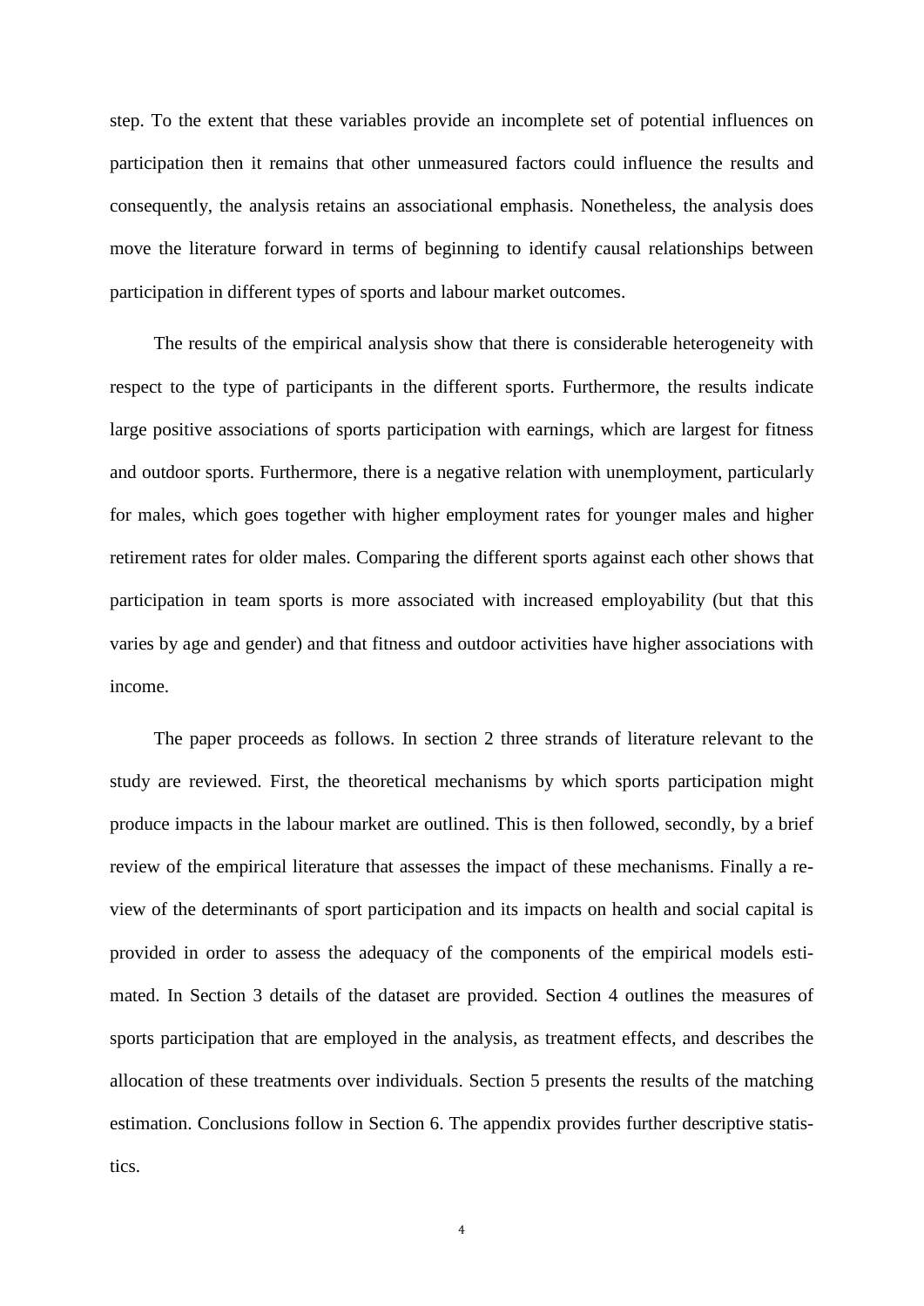step. To the extent that these variables provide an incomplete set of potential influences on participation then it remains that other unmeasured factors could influence the results and consequently, the analysis retains an associational emphasis. Nonetheless, the analysis does move the literature forward in terms of beginning to identify causal relationships between participation in different types of sports and labour market outcomes.

The results of the empirical analysis show that there is considerable heterogeneity with respect to the type of participants in the different sports. Furthermore, the results indicate large positive associations of sports participation with earnings, which are largest for fitness and outdoor sports. Furthermore, there is a negative relation with unemployment, particularly for males, which goes together with higher employment rates for younger males and higher retirement rates for older males. Comparing the different sports against each other shows that participation in team sports is more associated with increased employability (but that this varies by age and gender) and that fitness and outdoor activities have higher associations with income.

The paper proceeds as follows. In section 2 three strands of literature relevant to the study are reviewed. First, the theoretical mechanisms by which sports participation might produce impacts in the labour market are outlined. This is then followed, secondly, by a brief review of the empirical literature that assesses the impact of these mechanisms. Finally a review of the determinants of sport participation and its impacts on health and social capital is provided in order to assess the adequacy of the components of the empirical models estimated. In Section 3 details of the dataset are provided. Section 4 outlines the measures of sports participation that are employed in the analysis, as treatment effects, and describes the allocation of these treatments over individuals. Section 5 presents the results of the matching estimation. Conclusions follow in Section 6. The appendix provides further descriptive statistics.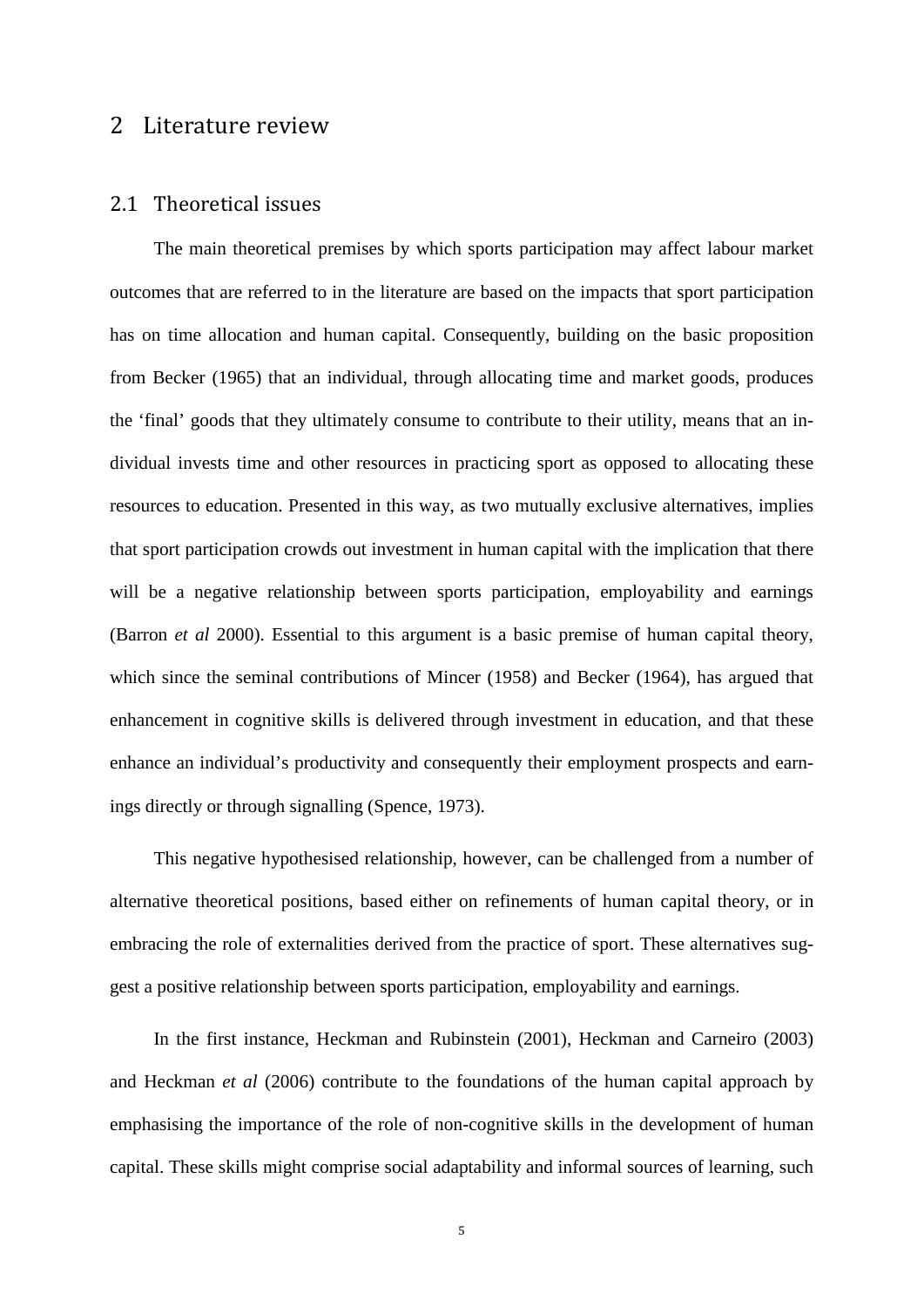# 2 Literature review

## 2.1 Theoretical issues

The main theoretical premises by which sports participation may affect labour market outcomes that are referred to in the literature are based on the impacts that sport participation has on time allocation and human capital. Consequently, building on the basic proposition from Becker (1965) that an individual, through allocating time and market goods, produces the 'final' goods that they ultimately consume to contribute to their utility, means that an individual invests time and other resources in practicing sport as opposed to allocating these resources to education. Presented in this way, as two mutually exclusive alternatives, implies that sport participation crowds out investment in human capital with the implication that there will be a negative relationship between sports participation, employability and earnings (Barron *et al* 2000). Essential to this argument is a basic premise of human capital theory, which since the seminal contributions of Mincer (1958) and Becker (1964), has argued that enhancement in cognitive skills is delivered through investment in education, and that these enhance an individual's productivity and consequently their employment prospects and earnings directly or through signalling (Spence, 1973).

This negative hypothesised relationship, however, can be challenged from a number of alternative theoretical positions, based either on refinements of human capital theory, or in embracing the role of externalities derived from the practice of sport. These alternatives suggest a positive relationship between sports participation, employability and earnings.

In the first instance, Heckman and Rubinstein (2001), Heckman and Carneiro (2003) and Heckman *et al* (2006) contribute to the foundations of the human capital approach by emphasising the importance of the role of non-cognitive skills in the development of human capital. These skills might comprise social adaptability and informal sources of learning, such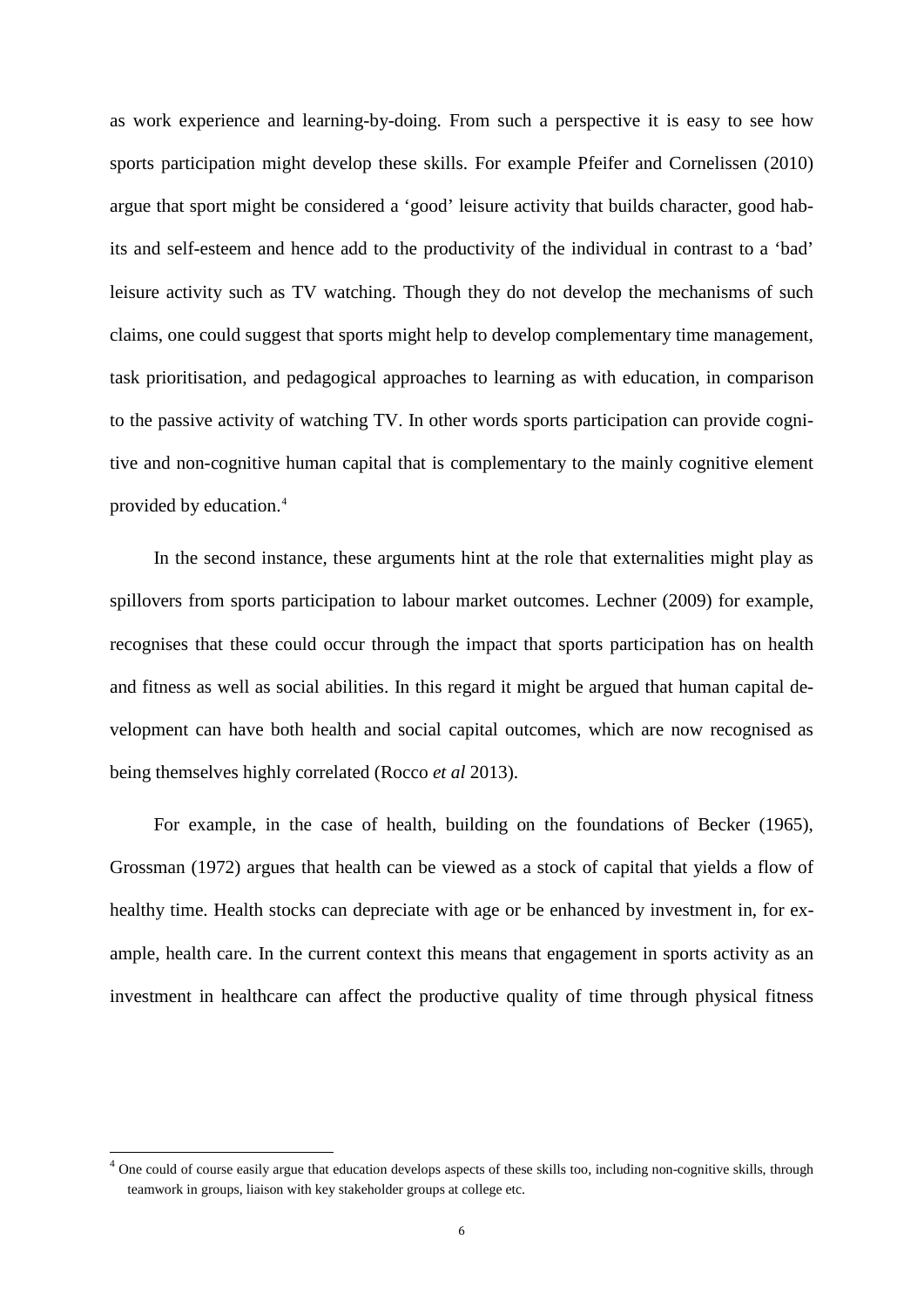as work experience and learning-by-doing. From such a perspective it is easy to see how sports participation might develop these skills. For example Pfeifer and Cornelissen (2010) argue that sport might be considered a 'good' leisure activity that builds character, good habits and self-esteem and hence add to the productivity of the individual in contrast to a 'bad' leisure activity such as TV watching. Though they do not develop the mechanisms of such claims, one could suggest that sports might help to develop complementary time management, task prioritisation, and pedagogical approaches to learning as with education, in comparison to the passive activity of watching TV. In other words sports participation can provide cognitive and non-cognitive human capital that is complementary to the mainly cognitive element provided by education.[4]

In the second instance, these arguments hint at the role that externalities might play as spillovers from sports participation to labour market outcomes. Lechner (2009) for example, recognises that these could occur through the impact that sports participation has on health and fitness as well as social abilities. In this regard it might be argued that human capital development can have both health and social capital outcomes, which are now recognised as being themselves highly correlated (Rocco *et al* 2013).

For example, in the case of health, building on the foundations of Becker (1965), Grossman (1972) argues that health can be viewed as a stock of capital that yields a flow of healthy time. Health stocks can depreciate with age or be enhanced by investment in, for example, health care. In the current context this means that engagement in sports activity as an investment in healthcare can affect the productive quality of time through physical fitness

[4] One could of course easily argue that education develops aspects of these skills too, including non-cognitive skills, through teamwork in groups, liaison with key stakeholder groups at college etc.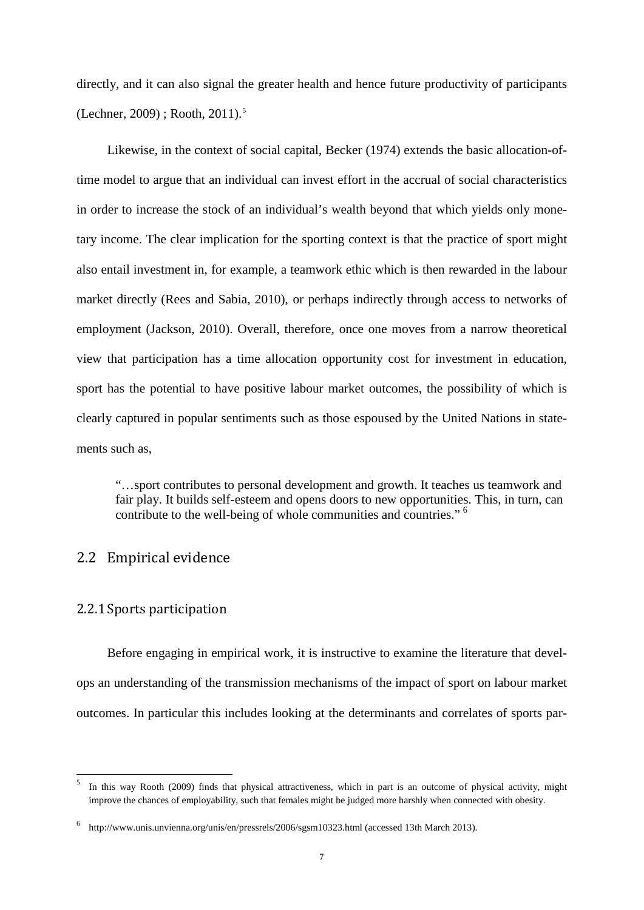directly, and it can also signal the greater health and hence future productivity of participants (Lechner, 2009) ; Rooth, 2011).[5]

Likewise, in the context of social capital, Becker (1974) extends the basic allocation-of-time model to argue that an individual can invest effort in the accrual of social characteristics in order to increase the stock of an individual's wealth beyond that which yields only monetary income. The clear implication for the sporting context is that the practice of sport might also entail investment in, for example, a teamwork ethic which is then rewarded in the labour market directly (Rees and Sabia, 2010), or perhaps indirectly through access to networks of employment (Jackson, 2010). Overall, therefore, once one moves from a narrow theoretical view that participation has a time allocation opportunity cost for investment in education, sport has the potential to have positive labour market outcomes, the possibility of which is clearly captured in popular sentiments such as those espoused by the United Nations in statements such as,

> "…sport contributes to personal development and growth. It teaches us teamwork and fair play. It builds self-esteem and opens doors to new opportunities. This, in turn, can contribute to the well-being of whole communities and countries." [6]

## 2.2 Empirical evidence

### 2.2.1 Sports participation

Before engaging in empirical work, it is instructive to examine the literature that develops an understanding of the transmission mechanisms of the impact of sport on labour market outcomes. In particular this includes looking at the determinants and correlates of sports par-

---

[5] In this way Rooth (2009) finds that physical attractiveness, which in part is an outcome of physical activity, might improve the chances of employability, such that females might be judged more harshly when connected with obesity.

[6] http://www.unis.unvienna.org/unis/en/pressrels/2006/sgsm10323.html (accessed 13th March 2013).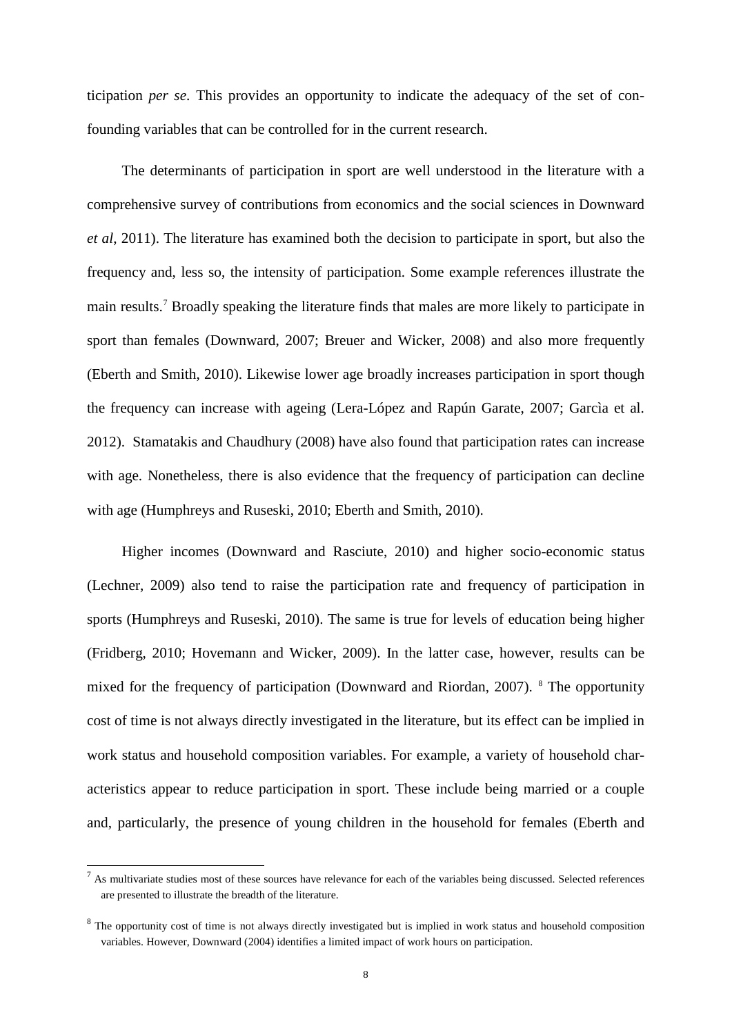ticipation *per se*. This provides an opportunity to indicate the adequacy of the set of confounding variables that can be controlled for in the current research.

The determinants of participation in sport are well understood in the literature with a comprehensive survey of contributions from economics and the social sciences in Downward *et al*, 2011). The literature has examined both the decision to participate in sport, but also the frequency and, less so, the intensity of participation. Some example references illustrate the main results.[7] Broadly speaking the literature finds that males are more likely to participate in sport than females (Downward, 2007; Breuer and Wicker, 2008) and also more frequently (Eberth and Smith, 2010). Likewise lower age broadly increases participation in sport though the frequency can increase with ageing (Lera-López and Rapún Garate, 2007; Garcìa et al. 2012). Stamatakis and Chaudhury (2008) have also found that participation rates can increase with age. Nonetheless, there is also evidence that the frequency of participation can decline with age (Humphreys and Ruseski, 2010; Eberth and Smith, 2010).

Higher incomes (Downward and Rasciute, 2010) and higher socio-economic status (Lechner, 2009) also tend to raise the participation rate and frequency of participation in sports (Humphreys and Ruseski, 2010). The same is true for levels of education being higher (Fridberg, 2010; Hovemann and Wicker, 2009). In the latter case, however, results can be mixed for the frequency of participation (Downward and Riordan, 2007). [8] The opportunity cost of time is not always directly investigated in the literature, but its effect can be implied in work status and household composition variables. For example, a variety of household characteristics appear to reduce participation in sport. These include being married or a couple and, particularly, the presence of young children in the household for females (Eberth and

[7] As multivariate studies most of these sources have relevance for each of the variables being discussed. Selected references are presented to illustrate the breadth of the literature.

[8] The opportunity cost of time is not always directly investigated but is implied in work status and household composition variables. However, Downward (2004) identifies a limited impact of work hours on participation.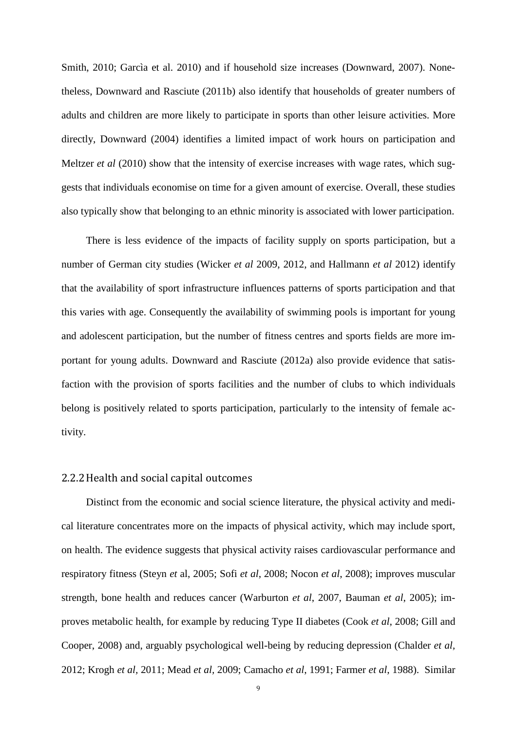Smith, 2010; Garcìa et al. 2010) and if household size increases (Downward, 2007). Nonetheless, Downward and Rasciute (2011b) also identify that households of greater numbers of adults and children are more likely to participate in sports than other leisure activities. More directly, Downward (2004) identifies a limited impact of work hours on participation and Meltzer *et al* (2010) show that the intensity of exercise increases with wage rates, which suggests that individuals economise on time for a given amount of exercise. Overall, these studies also typically show that belonging to an ethnic minority is associated with lower participation.

There is less evidence of the impacts of facility supply on sports participation, but a number of German city studies (Wicker *et al* 2009, 2012, and Hallmann *et al* 2012) identify that the availability of sport infrastructure influences patterns of sports participation and that this varies with age. Consequently the availability of swimming pools is important for young and adolescent participation, but the number of fitness centres and sports fields are more important for young adults. Downward and Rasciute (2012a) also provide evidence that satisfaction with the provision of sports facilities and the number of clubs to which individuals belong is positively related to sports participation, particularly to the intensity of female activity.

### 2.2.2 Health and social capital outcomes

Distinct from the economic and social science literature, the physical activity and medical literature concentrates more on the impacts of physical activity, which may include sport, on health. The evidence suggests that physical activity raises cardiovascular performance and respiratory fitness (Steyn *et* al, 2005; Sofi *et al*, 2008; Nocon *et al*, 2008); improves muscular strength, bone health and reduces cancer (Warburton *et al*, 2007, Bauman *et al*, 2005); improves metabolic health, for example by reducing Type II diabetes (Cook *et al*, 2008; Gill and Cooper, 2008) and, arguably psychological well-being by reducing depression (Chalder *et al*, 2012; Krogh *et al*, 2011; Mead *et al*, 2009; Camacho *et al*, 1991; Farmer *et al*, 1988). Similar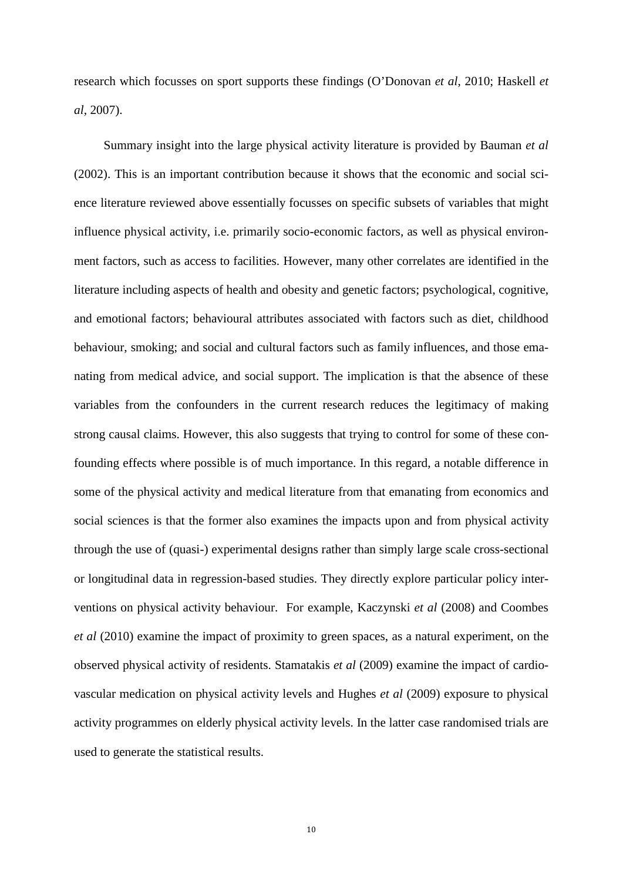research which focusses on sport supports these findings (O'Donovan *et al*, 2010; Haskell *et al*, 2007).

Summary insight into the large physical activity literature is provided by Bauman *et al* (2002). This is an important contribution because it shows that the economic and social science literature reviewed above essentially focusses on specific subsets of variables that might influence physical activity, i.e. primarily socio-economic factors, as well as physical environment factors, such as access to facilities. However, many other correlates are identified in the literature including aspects of health and obesity and genetic factors; psychological, cognitive, and emotional factors; behavioural attributes associated with factors such as diet, childhood behaviour, smoking; and social and cultural factors such as family influences, and those emanating from medical advice, and social support. The implication is that the absence of these variables from the confounders in the current research reduces the legitimacy of making strong causal claims. However, this also suggests that trying to control for some of these confounding effects where possible is of much importance. In this regard, a notable difference in some of the physical activity and medical literature from that emanating from economics and social sciences is that the former also examines the impacts upon and from physical activity through the use of (quasi-) experimental designs rather than simply large scale cross-sectional or longitudinal data in regression-based studies. They directly explore particular policy interventions on physical activity behaviour. For example, Kaczynski *et al* (2008) and Coombes *et al* (2010) examine the impact of proximity to green spaces, as a natural experiment, on the observed physical activity of residents. Stamatakis *et al* (2009) examine the impact of cardiovascular medication on physical activity levels and Hughes *et al* (2009) exposure to physical activity programmes on elderly physical activity levels. In the latter case randomised trials are used to generate the statistical results.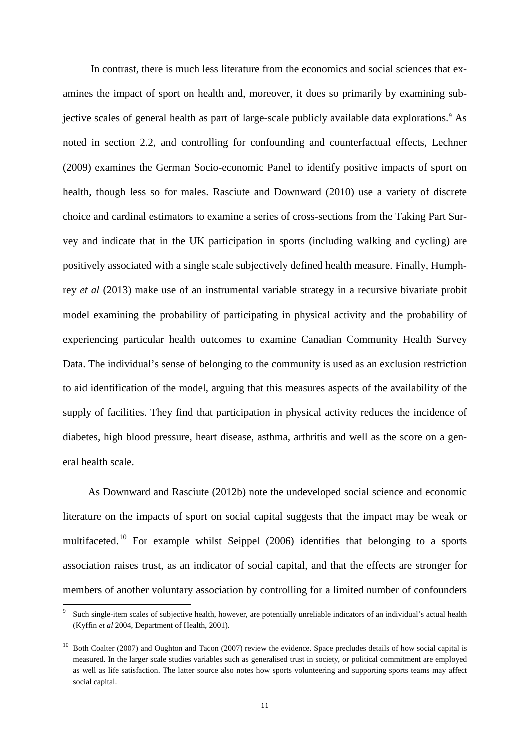In contrast, there is much less literature from the economics and social sciences that examines the impact of sport on health and, moreover, it does so primarily by examining subjective scales of general health as part of large-scale publicly available data explorations.[9] As noted in section 2.2, and controlling for confounding and counterfactual effects, Lechner (2009) examines the German Socio-economic Panel to identify positive impacts of sport on health, though less so for males. Rasciute and Downward (2010) use a variety of discrete choice and cardinal estimators to examine a series of cross-sections from the Taking Part Survey and indicate that in the UK participation in sports (including walking and cycling) are positively associated with a single scale subjectively defined health measure. Finally, Humphrey *et al* (2013) make use of an instrumental variable strategy in a recursive bivariate probit model examining the probability of participating in physical activity and the probability of experiencing particular health outcomes to examine Canadian Community Health Survey Data. The individual's sense of belonging to the community is used as an exclusion restriction to aid identification of the model, arguing that this measures aspects of the availability of the supply of facilities. They find that participation in physical activity reduces the incidence of diabetes, high blood pressure, heart disease, asthma, arthritis and well as the score on a general health scale.

As Downward and Rasciute (2012b) note the undeveloped social science and economic literature on the impacts of sport on social capital suggests that the impact may be weak or multifaceted.[10] For example whilst Seippel (2006) identifies that belonging to a sports association raises trust, as an indicator of social capital, and that the effects are stronger for members of another voluntary association by controlling for a limited number of confounders

---

[9] Such single-item scales of subjective health, however, are potentially unreliable indicators of an individual's actual health (Kyffin *et al* 2004, Department of Health, 2001).

[10] Both Coalter (2007) and Oughton and Tacon (2007) review the evidence. Space precludes details of how social capital is measured. In the larger scale studies variables such as generalised trust in society, or political commitment are employed as well as life satisfaction. The latter source also notes how sports volunteering and supporting sports teams may affect social capital.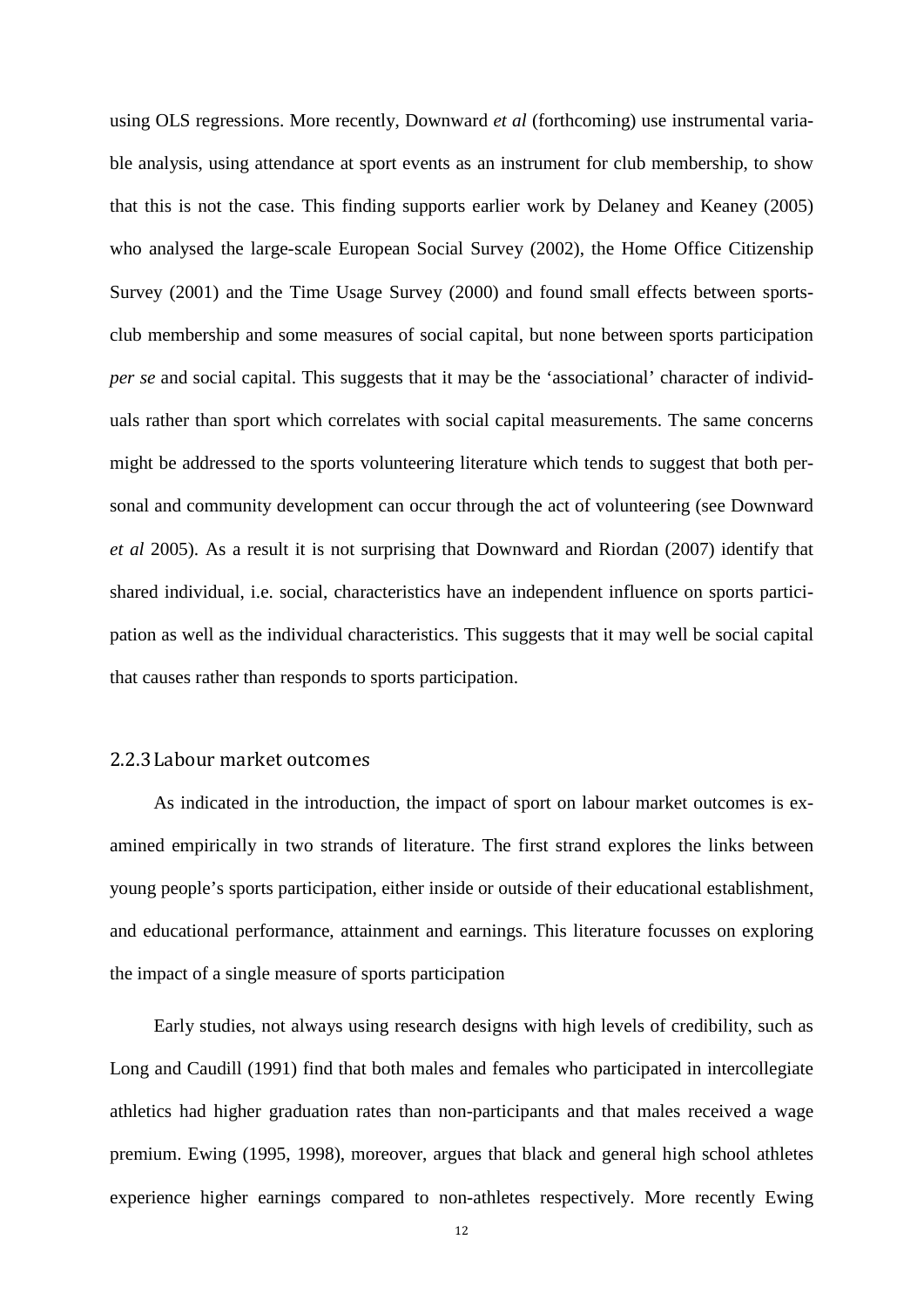using OLS regressions. More recently, Downward *et al* (forthcoming) use instrumental variable analysis, using attendance at sport events as an instrument for club membership, to show that this is not the case. This finding supports earlier work by Delaney and Keaney (2005) who analysed the large-scale European Social Survey (2002), the Home Office Citizenship Survey (2001) and the Time Usage Survey (2000) and found small effects between sports-club membership and some measures of social capital, but none between sports participation *per se* and social capital. This suggests that it may be the 'associational' character of individuals rather than sport which correlates with social capital measurements. The same concerns might be addressed to the sports volunteering literature which tends to suggest that both personal and community development can occur through the act of volunteering (see Downward *et al* 2005). As a result it is not surprising that Downward and Riordan (2007) identify that shared individual, i.e. social, characteristics have an independent influence on sports participation as well as the individual characteristics. This suggests that it may well be social capital that causes rather than responds to sports participation.

### 2.2.3 Labour market outcomes

As indicated in the introduction, the impact of sport on labour market outcomes is examined empirically in two strands of literature. The first strand explores the links between young people's sports participation, either inside or outside of their educational establishment, and educational performance, attainment and earnings. This literature focusses on exploring the impact of a single measure of sports participation

Early studies, not always using research designs with high levels of credibility, such as Long and Caudill (1991) find that both males and females who participated in intercollegiate athletics had higher graduation rates than non-participants and that males received a wage premium. Ewing (1995, 1998), moreover, argues that black and general high school athletes experience higher earnings compared to non-athletes respectively. More recently Ewing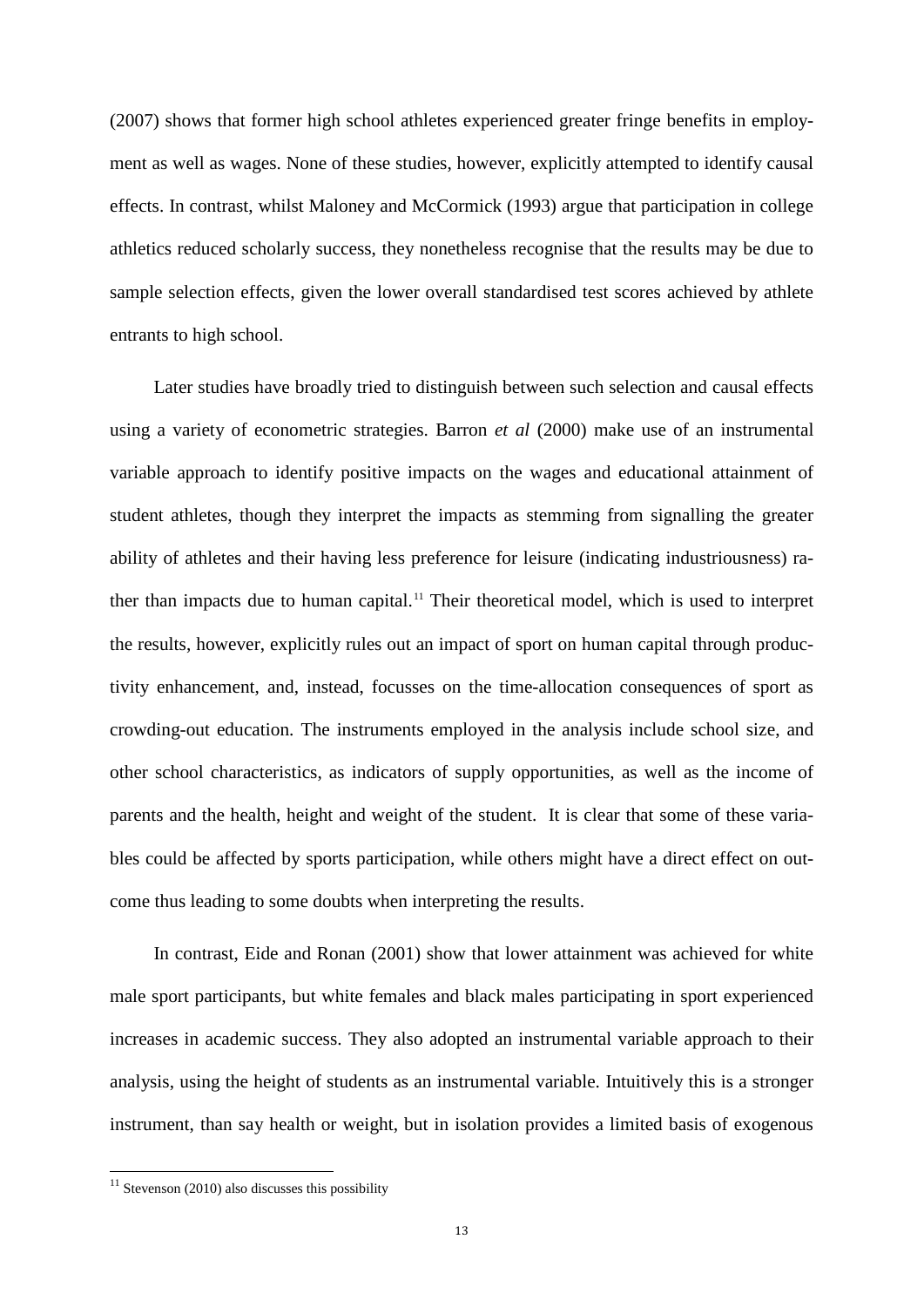(2007) shows that former high school athletes experienced greater fringe benefits in employment as well as wages. None of these studies, however, explicitly attempted to identify causal effects. In contrast, whilst Maloney and McCormick (1993) argue that participation in college athletics reduced scholarly success, they nonetheless recognise that the results may be due to sample selection effects, given the lower overall standardised test scores achieved by athlete entrants to high school.

Later studies have broadly tried to distinguish between such selection and causal effects using a variety of econometric strategies. Barron *et al* (2000) make use of an instrumental variable approach to identify positive impacts on the wages and educational attainment of student athletes, though they interpret the impacts as stemming from signalling the greater ability of athletes and their having less preference for leisure (indicating industriousness) rather than impacts due to human capital.[11] Their theoretical model, which is used to interpret the results, however, explicitly rules out an impact of sport on human capital through productivity enhancement, and, instead, focusses on the time-allocation consequences of sport as crowding-out education. The instruments employed in the analysis include school size, and other school characteristics, as indicators of supply opportunities, as well as the income of parents and the health, height and weight of the student. It is clear that some of these variables could be affected by sports participation, while others might have a direct effect on outcome thus leading to some doubts when interpreting the results.

In contrast, Eide and Ronan (2001) show that lower attainment was achieved for white male sport participants, but white females and black males participating in sport experienced increases in academic success. They also adopted an instrumental variable approach to their analysis, using the height of students as an instrumental variable. Intuitively this is a stronger instrument, than say health or weight, but in isolation provides a limited basis of exogenous

[11] Stevenson (2010) also discusses this possibility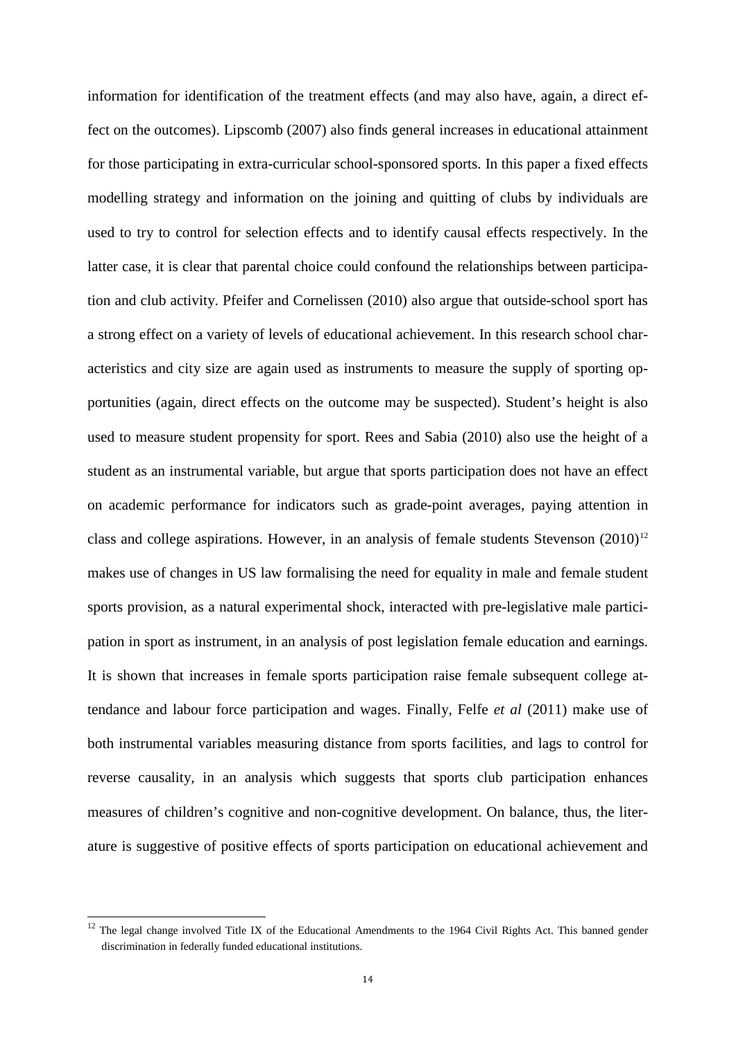information for identification of the treatment effects (and may also have, again, a direct effect on the outcomes). Lipscomb (2007) also finds general increases in educational attainment for those participating in extra-curricular school-sponsored sports. In this paper a fixed effects modelling strategy and information on the joining and quitting of clubs by individuals are used to try to control for selection effects and to identify causal effects respectively. In the latter case, it is clear that parental choice could confound the relationships between participation and club activity. Pfeifer and Cornelissen (2010) also argue that outside-school sport has a strong effect on a variety of levels of educational achievement. In this research school characteristics and city size are again used as instruments to measure the supply of sporting opportunities (again, direct effects on the outcome may be suspected). Student's height is also used to measure student propensity for sport. Rees and Sabia (2010) also use the height of a student as an instrumental variable, but argue that sports participation does not have an effect on academic performance for indicators such as grade-point averages, paying attention in class and college aspirations. However, in an analysis of female students Stevenson (2010)[12] makes use of changes in US law formalising the need for equality in male and female student sports provision, as a natural experimental shock, interacted with pre-legislative male participation in sport as instrument, in an analysis of post legislation female education and earnings. It is shown that increases in female sports participation raise female subsequent college attendance and labour force participation and wages. Finally, Felfe *et al* (2011) make use of both instrumental variables measuring distance from sports facilities, and lags to control for reverse causality, in an analysis which suggests that sports club participation enhances measures of children's cognitive and non-cognitive development. On balance, thus, the literature is suggestive of positive effects of sports participation on educational achievement and

[12] The legal change involved Title IX of the Educational Amendments to the 1964 Civil Rights Act. This banned gender discrimination in federally funded educational institutions.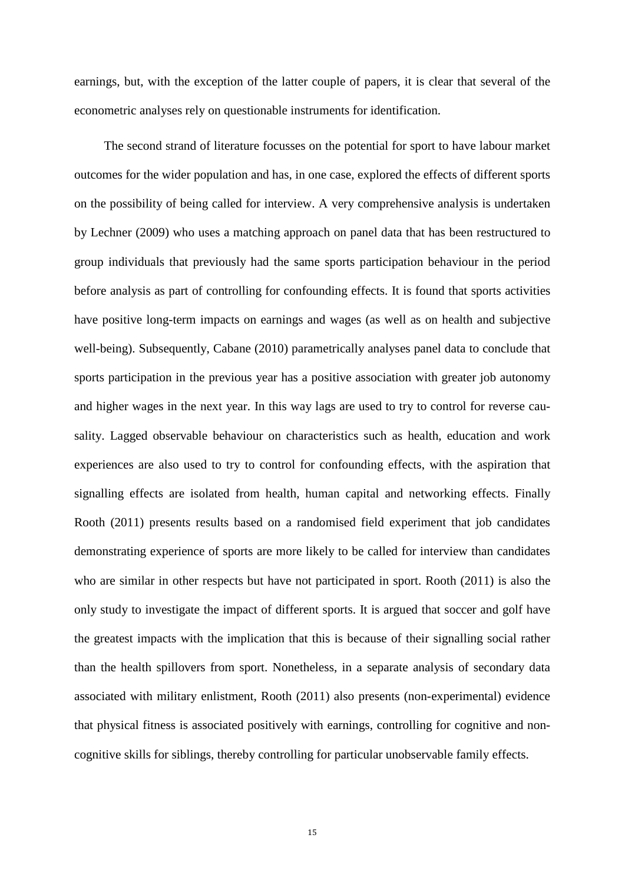earnings, but, with the exception of the latter couple of papers, it is clear that several of the econometric analyses rely on questionable instruments for identification.

The second strand of literature focusses on the potential for sport to have labour market outcomes for the wider population and has, in one case, explored the effects of different sports on the possibility of being called for interview. A very comprehensive analysis is undertaken by Lechner (2009) who uses a matching approach on panel data that has been restructured to group individuals that previously had the same sports participation behaviour in the period before analysis as part of controlling for confounding effects. It is found that sports activities have positive long-term impacts on earnings and wages (as well as on health and subjective well-being). Subsequently, Cabane (2010) parametrically analyses panel data to conclude that sports participation in the previous year has a positive association with greater job autonomy and higher wages in the next year. In this way lags are used to try to control for reverse causality. Lagged observable behaviour on characteristics such as health, education and work experiences are also used to try to control for confounding effects, with the aspiration that signalling effects are isolated from health, human capital and networking effects. Finally Rooth (2011) presents results based on a randomised field experiment that job candidates demonstrating experience of sports are more likely to be called for interview than candidates who are similar in other respects but have not participated in sport. Rooth (2011) is also the only study to investigate the impact of different sports. It is argued that soccer and golf have the greatest impacts with the implication that this is because of their signalling social rather than the health spillovers from sport. Nonetheless, in a separate analysis of secondary data associated with military enlistment, Rooth (2011) also presents (non-experimental) evidence that physical fitness is associated positively with earnings, controlling for cognitive and non-cognitive skills for siblings, thereby controlling for particular unobservable family effects.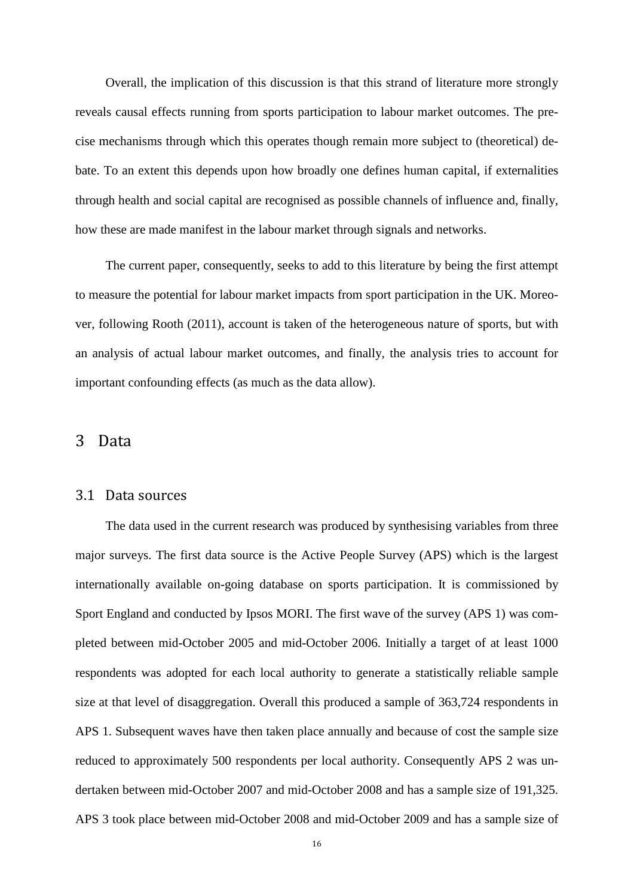Overall, the implication of this discussion is that this strand of literature more strongly reveals causal effects running from sports participation to labour market outcomes. The precise mechanisms through which this operates though remain more subject to (theoretical) debate. To an extent this depends upon how broadly one defines human capital, if externalities through health and social capital are recognised as possible channels of influence and, finally, how these are made manifest in the labour market through signals and networks.

The current paper, consequently, seeks to add to this literature by being the first attempt to measure the potential for labour market impacts from sport participation in the UK. Moreover, following Rooth (2011), account is taken of the heterogeneous nature of sports, but with an analysis of actual labour market outcomes, and finally, the analysis tries to account for important confounding effects (as much as the data allow).

# 3 Data

## 3.1 Data sources

The data used in the current research was produced by synthesising variables from three major surveys. The first data source is the Active People Survey (APS) which is the largest internationally available on-going database on sports participation. It is commissioned by Sport England and conducted by Ipsos MORI. The first wave of the survey (APS 1) was completed between mid-October 2005 and mid-October 2006. Initially a target of at least 1000 respondents was adopted for each local authority to generate a statistically reliable sample size at that level of disaggregation. Overall this produced a sample of 363,724 respondents in APS 1. Subsequent waves have then taken place annually and because of cost the sample size reduced to approximately 500 respondents per local authority. Consequently APS 2 was undertaken between mid-October 2007 and mid-October 2008 and has a sample size of 191,325. APS 3 took place between mid-October 2008 and mid-October 2009 and has a sample size of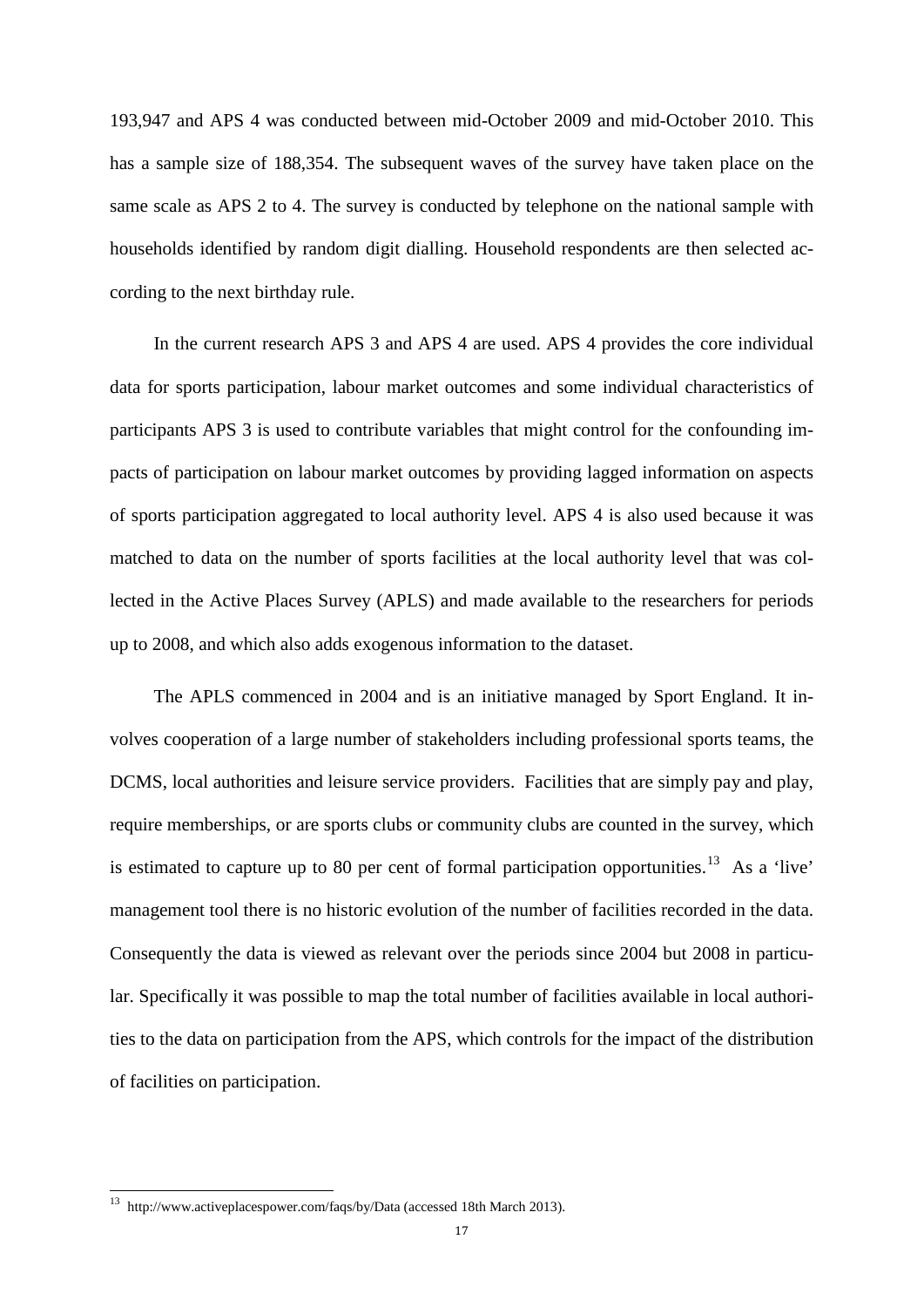193,947 and APS 4 was conducted between mid-October 2009 and mid-October 2010. This has a sample size of 188,354. The subsequent waves of the survey have taken place on the same scale as APS 2 to 4. The survey is conducted by telephone on the national sample with households identified by random digit dialling. Household respondents are then selected according to the next birthday rule.

In the current research APS 3 and APS 4 are used. APS 4 provides the core individual data for sports participation, labour market outcomes and some individual characteristics of participants APS 3 is used to contribute variables that might control for the confounding impacts of participation on labour market outcomes by providing lagged information on aspects of sports participation aggregated to local authority level. APS 4 is also used because it was matched to data on the number of sports facilities at the local authority level that was collected in the Active Places Survey (APLS) and made available to the researchers for periods up to 2008, and which also adds exogenous information to the dataset.

The APLS commenced in 2004 and is an initiative managed by Sport England. It involves cooperation of a large number of stakeholders including professional sports teams, the DCMS, local authorities and leisure service providers. Facilities that are simply pay and play, require memberships, or are sports clubs or community clubs are counted in the survey, which is estimated to capture up to 80 per cent of formal participation opportunities.[13] As a 'live' management tool there is no historic evolution of the number of facilities recorded in the data. Consequently the data is viewed as relevant over the periods since 2004 but 2008 in particular. Specifically it was possible to map the total number of facilities available in local authorities to the data on participation from the APS, which controls for the impact of the distribution of facilities on participation.

[13] http://www.activeplacespower.com/faqs/by/Data (accessed 18th March 2013).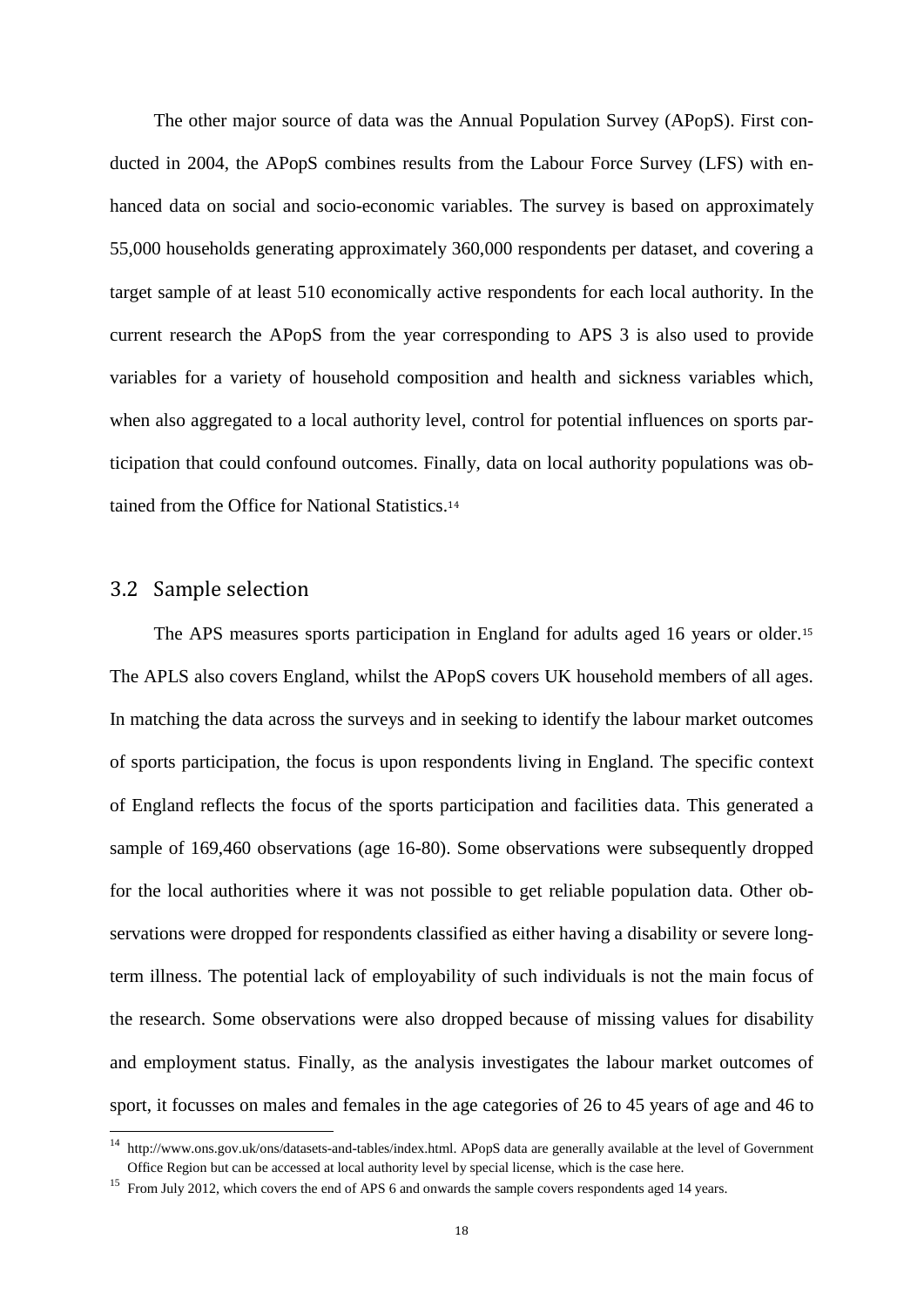The other major source of data was the Annual Population Survey (APopS). First conducted in 2004, the APopS combines results from the Labour Force Survey (LFS) with enhanced data on social and socio-economic variables. The survey is based on approximately 55,000 households generating approximately 360,000 respondents per dataset, and covering a target sample of at least 510 economically active respondents for each local authority. In the current research the APopS from the year corresponding to APS 3 is also used to provide variables for a variety of household composition and health and sickness variables which, when also aggregated to a local authority level, control for potential influences on sports participation that could confound outcomes. Finally, data on local authority populations was obtained from the Office for National Statistics.[14]

## 3.2 Sample selection

The APS measures sports participation in England for adults aged 16 years or older.[15] The APLS also covers England, whilst the APopS covers UK household members of all ages. In matching the data across the surveys and in seeking to identify the labour market outcomes of sports participation, the focus is upon respondents living in England. The specific context of England reflects the focus of the sports participation and facilities data. This generated a sample of 169,460 observations (age 16-80). Some observations were subsequently dropped for the local authorities where it was not possible to get reliable population data. Other observations were dropped for respondents classified as either having a disability or severe long-term illness. The potential lack of employability of such individuals is not the main focus of the research. Some observations were also dropped because of missing values for disability and employment status. Finally, as the analysis investigates the labour market outcomes of sport, it focusses on males and females in the age categories of 26 to 45 years of age and 46 to

---

[14] http://www.ons.gov.uk/ons/datasets-and-tables/index.html. APopS data are generally available at the level of Government Office Region but can be accessed at local authority level by special license, which is the case here.

[15] From July 2012, which covers the end of APS 6 and onwards the sample covers respondents aged 14 years.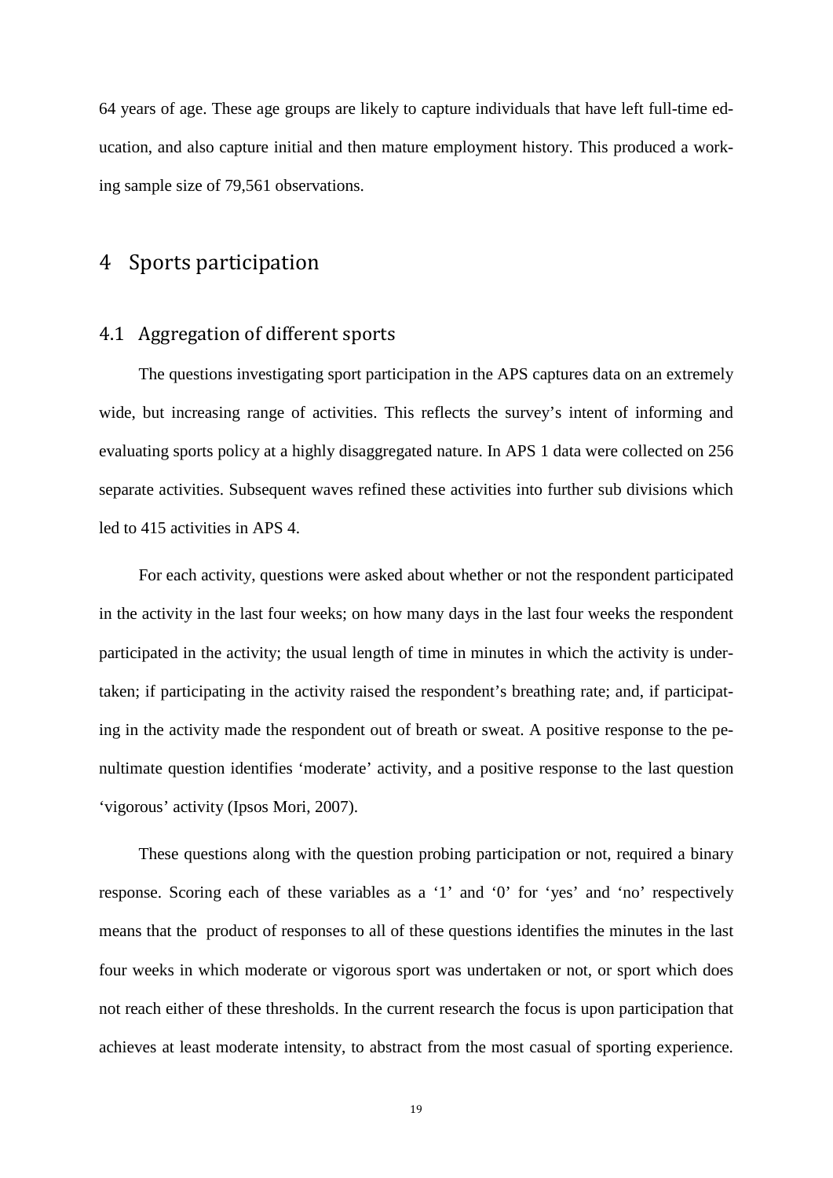64 years of age. These age groups are likely to capture individuals that have left full-time education, and also capture initial and then mature employment history. This produced a working sample size of 79,561 observations.

# 4 Sports participation

## 4.1 Aggregation of different sports

The questions investigating sport participation in the APS captures data on an extremely wide, but increasing range of activities. This reflects the survey's intent of informing and evaluating sports policy at a highly disaggregated nature. In APS 1 data were collected on 256 separate activities. Subsequent waves refined these activities into further sub divisions which led to 415 activities in APS 4.

For each activity, questions were asked about whether or not the respondent participated in the activity in the last four weeks; on how many days in the last four weeks the respondent participated in the activity; the usual length of time in minutes in which the activity is undertaken; if participating in the activity raised the respondent's breathing rate; and, if participating in the activity made the respondent out of breath or sweat. A positive response to the penultimate question identifies 'moderate' activity, and a positive response to the last question 'vigorous' activity (Ipsos Mori, 2007).

These questions along with the question probing participation or not, required a binary response. Scoring each of these variables as a '1' and '0' for 'yes' and 'no' respectively means that the product of responses to all of these questions identifies the minutes in the last four weeks in which moderate or vigorous sport was undertaken or not, or sport which does not reach either of these thresholds. In the current research the focus is upon participation that achieves at least moderate intensity, to abstract from the most casual of sporting experience.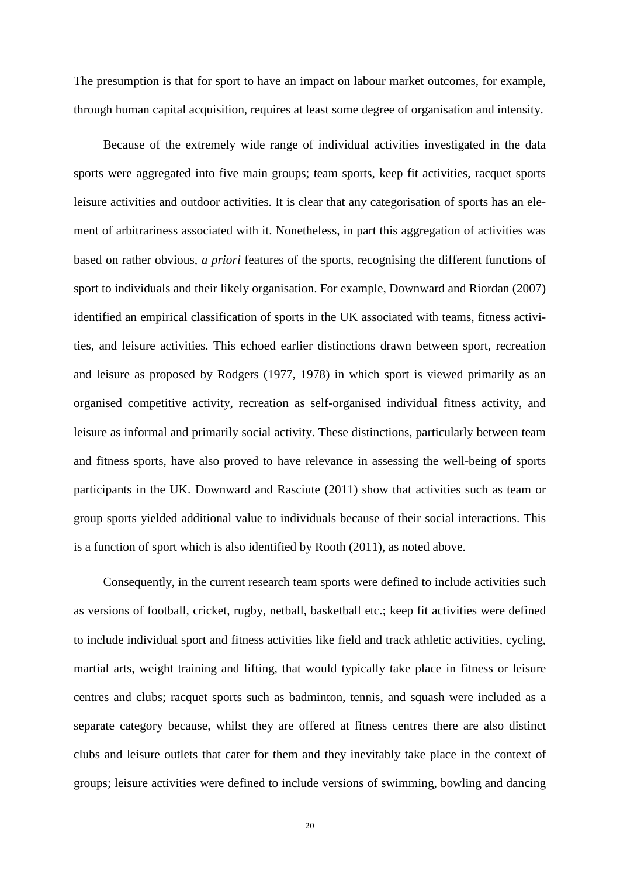The presumption is that for sport to have an impact on labour market outcomes, for example, through human capital acquisition, requires at least some degree of organisation and intensity.

Because of the extremely wide range of individual activities investigated in the data sports were aggregated into five main groups; team sports, keep fit activities, racquet sports leisure activities and outdoor activities. It is clear that any categorisation of sports has an element of arbitrariness associated with it. Nonetheless, in part this aggregation of activities was based on rather obvious, *a priori* features of the sports, recognising the different functions of sport to individuals and their likely organisation. For example, Downward and Riordan (2007) identified an empirical classification of sports in the UK associated with teams, fitness activities, and leisure activities. This echoed earlier distinctions drawn between sport, recreation and leisure as proposed by Rodgers (1977, 1978) in which sport is viewed primarily as an organised competitive activity, recreation as self-organised individual fitness activity, and leisure as informal and primarily social activity. These distinctions, particularly between team and fitness sports, have also proved to have relevance in assessing the well-being of sports participants in the UK. Downward and Rasciute (2011) show that activities such as team or group sports yielded additional value to individuals because of their social interactions. This is a function of sport which is also identified by Rooth (2011), as noted above.

Consequently, in the current research team sports were defined to include activities such as versions of football, cricket, rugby, netball, basketball etc.; keep fit activities were defined to include individual sport and fitness activities like field and track athletic activities, cycling, martial arts, weight training and lifting, that would typically take place in fitness or leisure centres and clubs; racquet sports such as badminton, tennis, and squash were included as a separate category because, whilst they are offered at fitness centres there are also distinct clubs and leisure outlets that cater for them and they inevitably take place in the context of groups; leisure activities were defined to include versions of swimming, bowling and dancing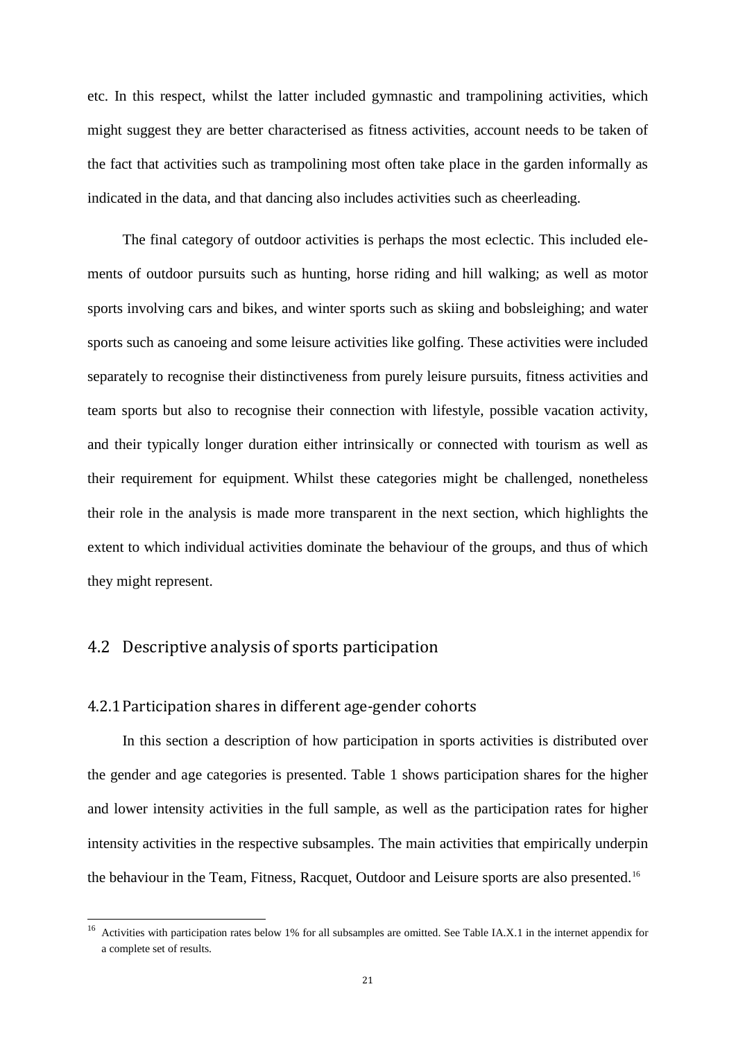etc. In this respect, whilst the latter included gymnastic and trampolining activities, which might suggest they are better characterised as fitness activities, account needs to be taken of the fact that activities such as trampolining most often take place in the garden informally as indicated in the data, and that dancing also includes activities such as cheerleading.

The final category of outdoor activities is perhaps the most eclectic. This included elements of outdoor pursuits such as hunting, horse riding and hill walking; as well as motor sports involving cars and bikes, and winter sports such as skiing and bobsleighing; and water sports such as canoeing and some leisure activities like golfing. These activities were included separately to recognise their distinctiveness from purely leisure pursuits, fitness activities and team sports but also to recognise their connection with lifestyle, possible vacation activity, and their typically longer duration either intrinsically or connected with tourism as well as their requirement for equipment. Whilst these categories might be challenged, nonetheless their role in the analysis is made more transparent in the next section, which highlights the extent to which individual activities dominate the behaviour of the groups, and thus of which they might represent.

## 4.2 Descriptive analysis of sports participation

### 4.2.1 Participation shares in different age-gender cohorts

In this section a description of how participation in sports activities is distributed over the gender and age categories is presented. Table 1 shows participation shares for the higher and lower intensity activities in the full sample, as well as the participation rates for higher intensity activities in the respective subsamples. The main activities that empirically underpin the behaviour in the Team, Fitness, Racquet, Outdoor and Leisure sports are also presented.[16]

[16] Activities with participation rates below 1% for all subsamples are omitted. See Table IA.X.1 in the internet appendix for a complete set of results.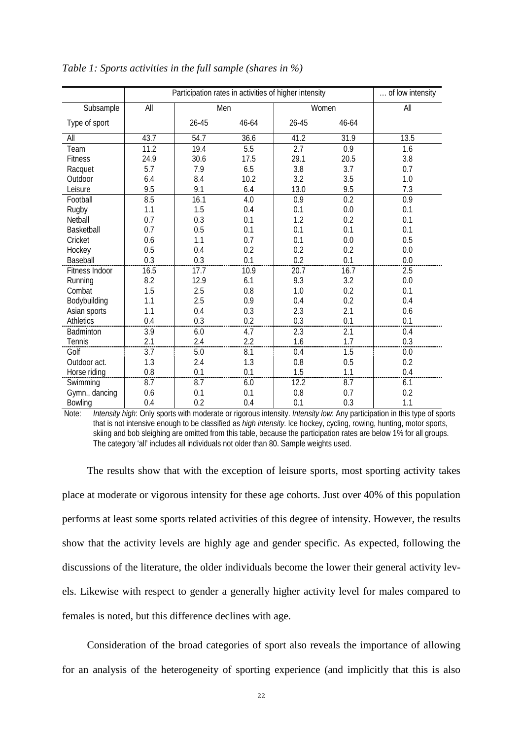*Table 1: Sports activities in the full sample (shares in %)*

| | Participation rates in activities of higher intensity | | | | | … of low intensity |
|---|---|---|---|---|---|---|
| Subsample | All | Men | | Women | | All |
| Type of sport | | 26-45 | 46-64 | 26-45 | 46-64 | |
| All | 43.7 | 54.7 | 36.6 | 41.2 | 31.9 | 13.5 |
| Team | 11.2 | 19.4 | 5.5 | 2.7 | 0.9 | 1.6 |
| Fitness | 24.9 | 30.6 | 17.5 | 29.1 | 20.5 | 3.8 |
| Racquet | 5.7 | 7.9 | 6.5 | 3.8 | 3.7 | 0.7 |
| Outdoor | 6.4 | 8.4 | 10.2 | 3.2 | 3.5 | 1.0 |
| Leisure | 9.5 | 9.1 | 6.4 | 13.0 | 9.5 | 7.3 |
| Football | 8.5 | 16.1 | 4.0 | 0.9 | 0.2 | 0.9 |
| Rugby | 1.1 | 1.5 | 0.4 | 0.1 | 0.0 | 0.1 |
| Netball | 0.7 | 0.3 | 0.1 | 1.2 | 0.2 | 0.1 |
| Basketball | 0.7 | 0.5 | 0.1 | 0.1 | 0.1 | 0.1 |
| Cricket | 0.6 | 1.1 | 0.7 | 0.1 | 0.0 | 0.5 |
| Hockey | 0.5 | 0.4 | 0.2 | 0.2 | 0.2 | 0.0 |
| Baseball | 0.3 | 0.3 | 0.1 | 0.2 | 0.1 | 0.0 |
| Fitness Indoor | 16.5 | 17.7 | 10.9 | 20.7 | 16.7 | 2.5 |
| Running | 8.2 | 12.9 | 6.1 | 9.3 | 3.2 | 0.0 |
| Combat | 1.5 | 2.5 | 0.8 | 1.0 | 0.2 | 0.1 |
| Bodybuilding | 1.1 | 2.5 | 0.9 | 0.4 | 0.2 | 0.4 |
| Asian sports | 1.1 | 0.4 | 0.3 | 2.3 | 2.1 | 0.6 |
| Athletics | 0.4 | 0.3 | 0.2 | 0.3 | 0.1 | 0.1 |
| Badminton | 3.9 | 6.0 | 4.7 | 2.3 | 2.1 | 0.4 |
| Tennis | 2.1 | 2.4 | 2.2 | 1.6 | 1.7 | 0.3 |
| Golf | 3.7 | 5.0 | 8.1 | 0.4 | 1.5 | 0.0 |
| Outdoor act. | 1.3 | 2.4 | 1.3 | 0.8 | 0.5 | 0.2 |
| Horse riding | 0.8 | 0.1 | 0.1 | 1.5 | 1.1 | 0.4 |
| Swimming | 8.7 | 8.7 | 6.0 | 12.2 | 8.7 | 6.1 |
| Gymn., dancing | 0.6 | 0.1 | 0.1 | 0.8 | 0.7 | 0.2 |
| Bowling | 0.4 | 0.2 | 0.4 | 0.1 | 0.3 | 1.1 |

Note: *Intensity high*: Only sports with moderate or rigorous intensity. *Intensity low*: Any participation in this type of sports that is not intensive enough to be classified as *high intensity*. Ice hockey, cycling, rowing, hunting, motor sports, skiing and bob sleighing are omitted from this table, because the participation rates are below 1% for all groups. The category 'all' includes all individuals not older than 80. Sample weights used.

The results show that with the exception of leisure sports, most sporting activity takes place at moderate or vigorous intensity for these age cohorts. Just over 40% of this population performs at least some sports related activities of this degree of intensity. However, the results show that the activity levels are highly age and gender specific. As expected, following the discussions of the literature, the older individuals become the lower their general activity levels. Likewise with respect to gender a generally higher activity level for males compared to females is noted, but this difference declines with age.

Consideration of the broad categories of sport also reveals the importance of allowing for an analysis of the heterogeneity of sporting experience (and implicitly that this is also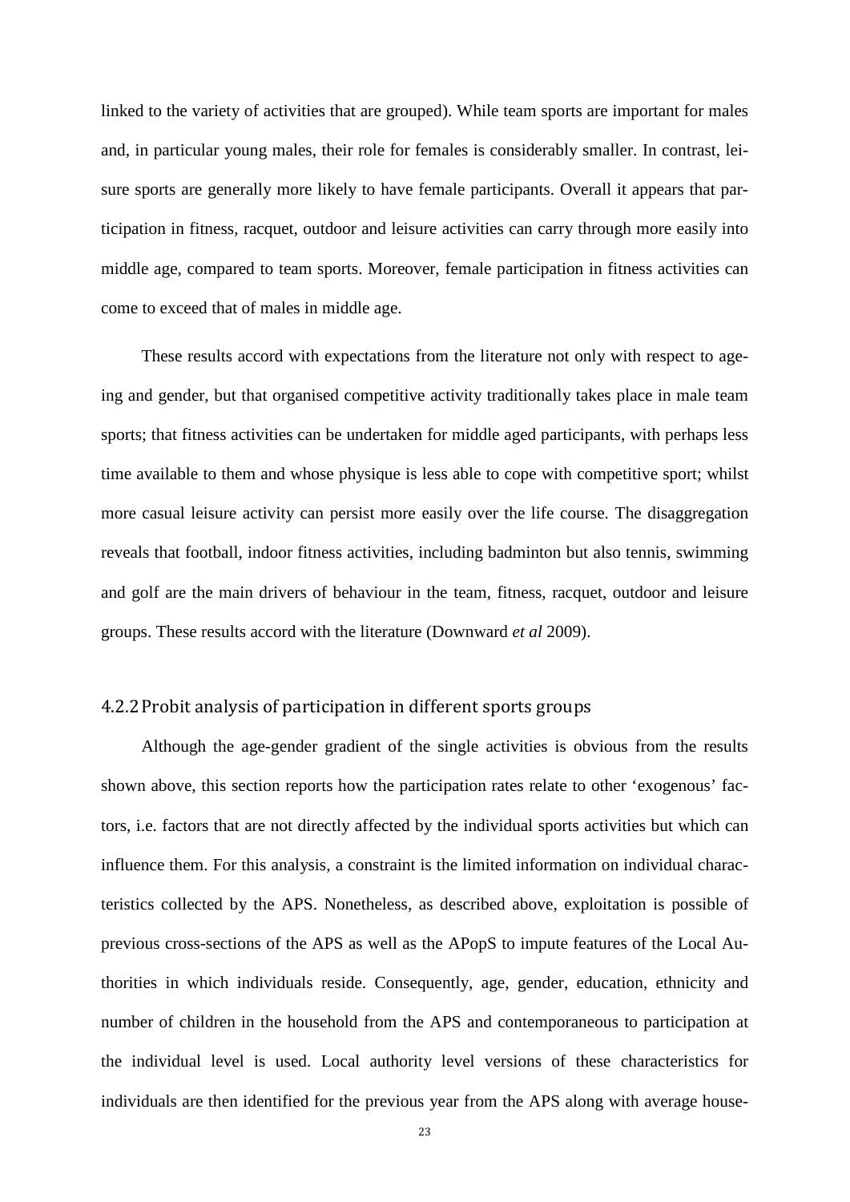linked to the variety of activities that are grouped). While team sports are important for males and, in particular young males, their role for females is considerably smaller. In contrast, leisure sports are generally more likely to have female participants. Overall it appears that participation in fitness, racquet, outdoor and leisure activities can carry through more easily into middle age, compared to team sports. Moreover, female participation in fitness activities can come to exceed that of males in middle age.

These results accord with expectations from the literature not only with respect to ageing and gender, but that organised competitive activity traditionally takes place in male team sports; that fitness activities can be undertaken for middle aged participants, with perhaps less time available to them and whose physique is less able to cope with competitive sport; whilst more casual leisure activity can persist more easily over the life course. The disaggregation reveals that football, indoor fitness activities, including badminton but also tennis, swimming and golf are the main drivers of behaviour in the team, fitness, racquet, outdoor and leisure groups. These results accord with the literature (Downward *et al* 2009).

### 4.2.2 Probit analysis of participation in different sports groups

Although the age-gender gradient of the single activities is obvious from the results shown above, this section reports how the participation rates relate to other 'exogenous' factors, i.e. factors that are not directly affected by the individual sports activities but which can influence them. For this analysis, a constraint is the limited information on individual characteristics collected by the APS. Nonetheless, as described above, exploitation is possible of previous cross-sections of the APS as well as the APopS to impute features of the Local Authorities in which individuals reside. Consequently, age, gender, education, ethnicity and number of children in the household from the APS and contemporaneous to participation at the individual level is used. Local authority level versions of these characteristics for individuals are then identified for the previous year from the APS along with average house-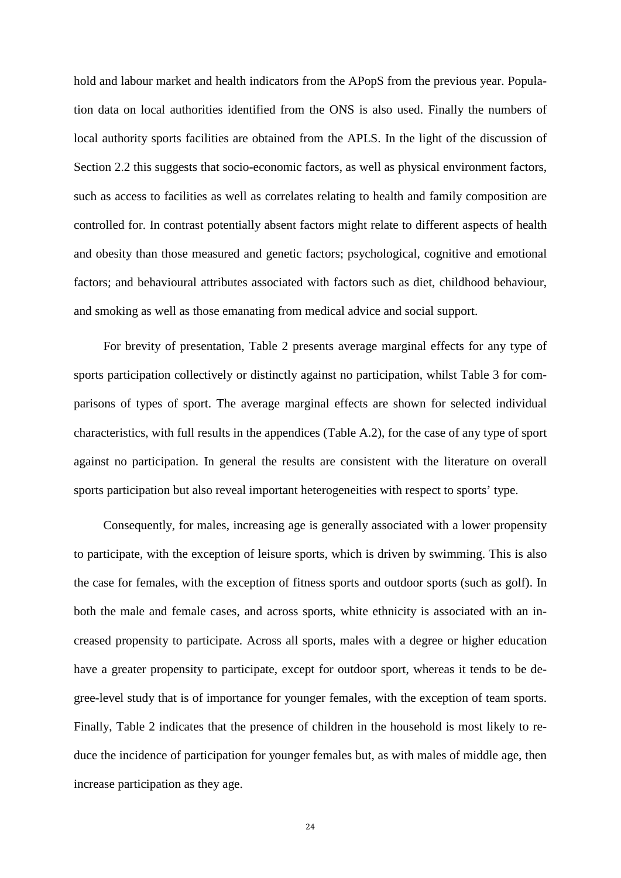hold and labour market and health indicators from the APopS from the previous year. Population data on local authorities identified from the ONS is also used. Finally the numbers of local authority sports facilities are obtained from the APLS. In the light of the discussion of Section 2.2 this suggests that socio-economic factors, as well as physical environment factors, such as access to facilities as well as correlates relating to health and family composition are controlled for. In contrast potentially absent factors might relate to different aspects of health and obesity than those measured and genetic factors; psychological, cognitive and emotional factors; and behavioural attributes associated with factors such as diet, childhood behaviour, and smoking as well as those emanating from medical advice and social support.

For brevity of presentation, Table 2 presents average marginal effects for any type of sports participation collectively or distinctly against no participation, whilst Table 3 for comparisons of types of sport. The average marginal effects are shown for selected individual characteristics, with full results in the appendices (Table A.2), for the case of any type of sport against no participation. In general the results are consistent with the literature on overall sports participation but also reveal important heterogeneities with respect to sports' type.

Consequently, for males, increasing age is generally associated with a lower propensity to participate, with the exception of leisure sports, which is driven by swimming. This is also the case for females, with the exception of fitness sports and outdoor sports (such as golf). In both the male and female cases, and across sports, white ethnicity is associated with an increased propensity to participate. Across all sports, males with a degree or higher education have a greater propensity to participate, except for outdoor sport, whereas it tends to be degree-level study that is of importance for younger females, with the exception of team sports. Finally, Table 2 indicates that the presence of children in the household is most likely to reduce the incidence of participation for younger females but, as with males of middle age, then increase participation as they age.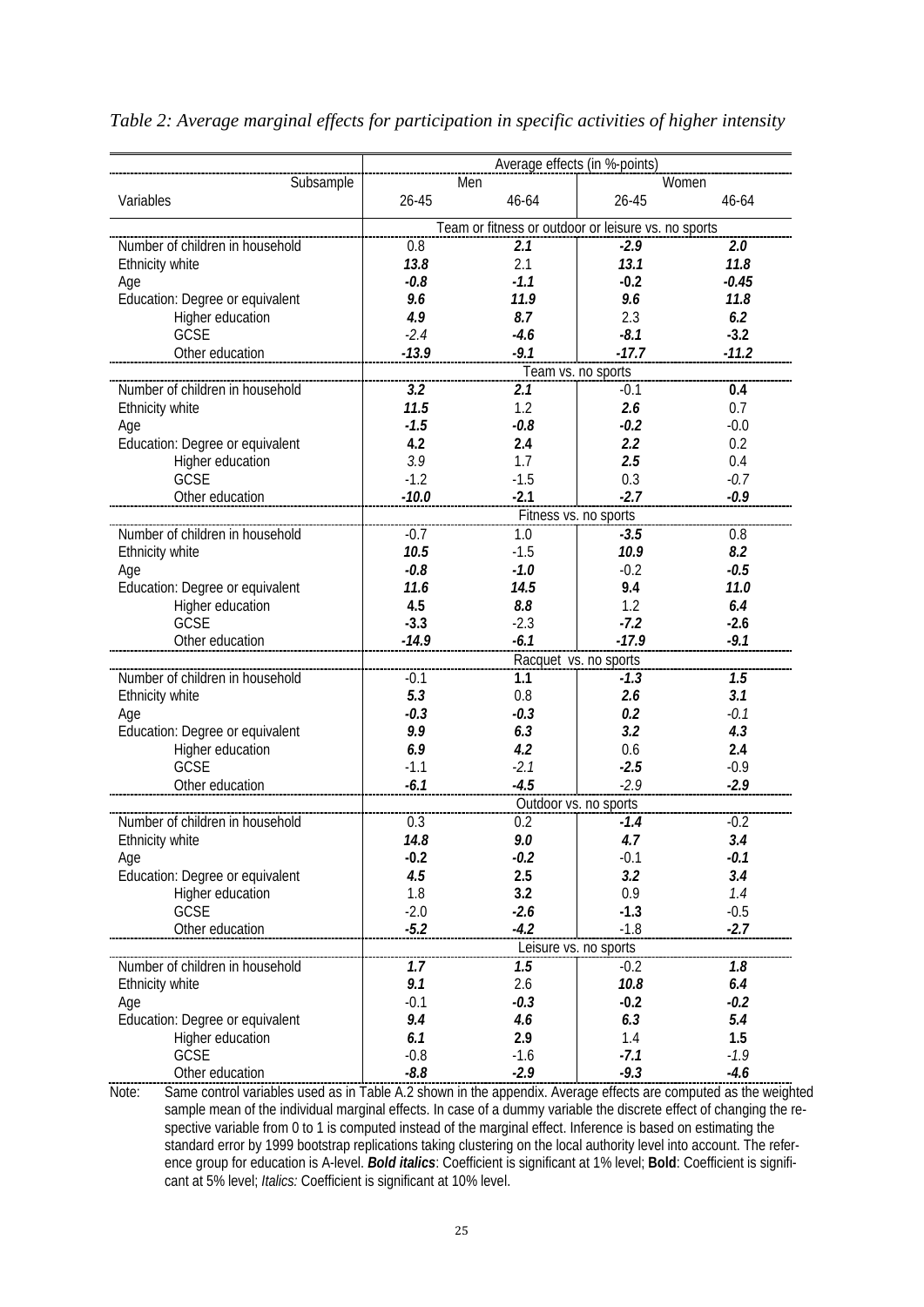*Table 2: Average marginal effects for participation in specific activities of higher intensity*

| | Average effects (in %-points) | | | |
|---|---|---|---|---|
| Subsample | Men | | Women | |
| Variables | 26-45 | 46-64 | 26-45 | 46-64 |
| | **Team or fitness or outdoor or leisure vs. no sports** | | | |
| Number of children in household | 0.8 | ***2.1*** | ***-2.9*** | ***2.0*** |
| Ethnicity white | ***13.8*** | 2.1 | ***13.1*** | ***11.8*** |
| Age | ***-0.8*** | ***-1.1*** | ***-0.2*** | ***-0.45*** |
| Education: Degree or equivalent | ***9.6*** | ***11.9*** | ***9.6*** | ***11.8*** |
| Higher education | ***4.9*** | ***8.7*** | 2.3 | ***6.2*** |
| GCSE | *-2.4* | ***-4.6*** | ***-8.1*** | ***-3.2*** |
| Other education | ***-13.9*** | ***-9.1*** | ***-17.7*** | ***-11.2*** |
| | **Team vs. no sports** | | | |
| Number of children in household | ***3.2*** | ***2.1*** | -0.1 | **0.4** |
| Ethnicity white | ***11.5*** | 1.2 | ***2.6*** | 0.7 |
| Age | ***-1.5*** | ***-0.8*** | ***-0.2*** | -0.0 |
| Education: Degree or equivalent | **4.2** | **2.4** | ***2.2*** | 0.2 |
| Higher education | *3.9* | 1.7 | ***2.5*** | 0.4 |
| GCSE | -1.2 | -1.5 | 0.3 | *-0.7* |
| Other education | ***-10.0*** | ***-2.1*** | ***-2.7*** | ***-0.9*** |
| | **Fitness vs. no sports** | | | |
| Number of children in household | -0.7 | 1.0 | ***-3.5*** | 0.8 |
| Ethnicity white | ***10.5*** | -1.5 | ***10.9*** | ***8.2*** |
| Age | ***-0.8*** | ***-1.0*** | -0.2 | ***-0.5*** |
| Education: Degree or equivalent | ***11.6*** | ***14.5*** | **9.4** | ***11.0*** |
| Higher education | **4.5** | ***8.8*** | 1.2 | ***6.4*** |
| GCSE | **-3.3** | -2.3 | ***-7.2*** | **-2.6** |
| Other education | ***-14.9*** | ***-6.1*** | ***-17.9*** | ***-9.1*** |
| | **Racquet vs. no sports** | | | |
| Number of children in household | -0.1 | **1.1** | ***-1.3*** | ***1.5*** |
| Ethnicity white | ***5.3*** | 0.8 | ***2.6*** | ***3.1*** |
| Age | ***-0.3*** | ***-0.3*** | ***0.2*** | *-0.1* |
| Education: Degree or equivalent | ***9.9*** | ***6.3*** | ***3.2*** | ***4.3*** |
| Higher education | ***6.9*** | ***4.2*** | 0.6 | **2.4** |
| GCSE | -1.1 | *-2.1* | ***-2.5*** | -0.9 |
| Other education | ***-6.1*** | ***-4.5*** | *-2.9* | ***-2.9*** |
| | **Outdoor vs. no sports** | | | |
| Number of children in household | 0.3 | 0.2 | ***-1.4*** | -0.2 |
| Ethnicity white | ***14.8*** | ***9.0*** | ***4.7*** | ***3.4*** |
| Age | ***-0.2*** | ***-0.2*** | -0.1 | ***-0.1*** |
| Education: Degree or equivalent | ***4.5*** | **2.5** | ***3.2*** | ***3.4*** |
| Higher education | 1.8 | ***3.2*** | 0.9 | *1.4* |
| GCSE | -2.0 | ***-2.6*** | **-1.3** | -0.5 |
| Other education | ***-5.2*** | ***-4.2*** | -1.8 | ***-2.7*** |
| | **Leisure vs. no sports** | | | |
| Number of children in household | ***1.7*** | ***1.5*** | -0.2 | ***1.8*** |
| Ethnicity white | ***9.1*** | 2.6 | ***10.8*** | ***6.4*** |
| Age | -0.1 | ***-0.3*** | ***-0.2*** | ***-0.2*** |
| Education: Degree or equivalent | ***9.4*** | ***4.6*** | ***6.3*** | ***5.4*** |
| Higher education | ***6.1*** | **2.9** | 1.4 | **1.5** |
| GCSE | -0.8 | -1.6 | ***-7.1*** | *-1.9* |
| Other education | ***-8.8*** | ***-2.9*** | ***-9.3*** | ***-4.6*** |

Note: Same control variables used as in Table A.2 shown in the appendix. Average effects are computed as the weighted sample mean of the individual marginal effects. In case of a dummy variable the discrete effect of changing the respective variable from 0 to 1 is computed instead of the marginal effect. Inference is based on estimating the standard error by 1999 bootstrap replications taking clustering on the local authority level into account. The reference group for education is A-level. ***Bold italics***: Coefficient is significant at 1% level; **Bold**: Coefficient is significant at 5% level; *Italics:* Coefficient is significant at 10% level.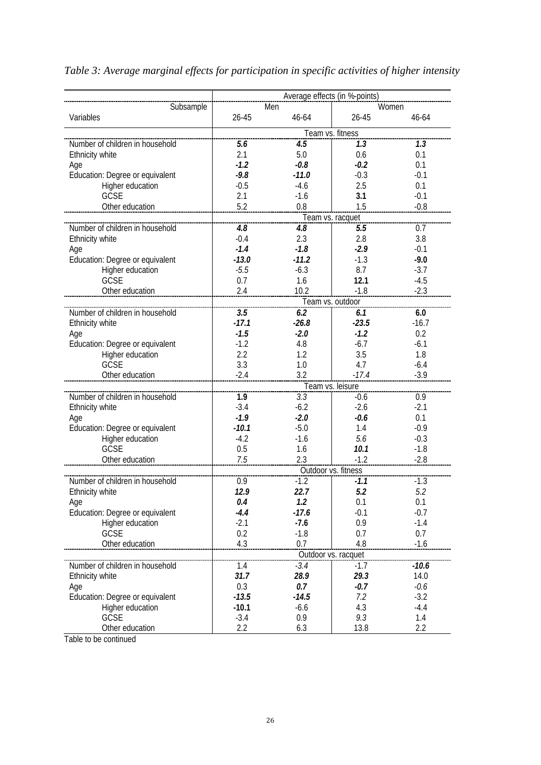*Table 3: Average marginal effects for participation in specific activities of higher intensity*

| | Average effects (in %-points) | | | |
|---|---|---|---|---|
| Subsample | Men | | Women | |
| Variables | 26-45 | 46-64 | 26-45 | 46-64 |
| | Team vs. fitness | | | |
| Number of children in household | ***5.6*** | ***4.5*** | ***1.3*** | ***1.3*** |
| Ethnicity white | 2.1 | 5.0 | 0.6 | 0.1 |
| Age | ***-1.2*** | ***-0.8*** | ***-0.2*** | 0.1 |
| Education: Degree or equivalent | ***-9.8*** | ***-11.0*** | -0.3 | -0.1 |
| Higher education | -0.5 | -4.6 | 2.5 | 0.1 |
| GCSE | 2.1 | -1.6 | **3.1** | -0.1 |
| Other education | 5.2 | 0.8 | 1.5 | -0.8 |
| | Team vs. racquet | | | |
| Number of children in household | ***4.8*** | ***4.8*** | ***5.5*** | 0.7 |
| Ethnicity white | -0.4 | 2.3 | 2.8 | 3.8 |
| Age | ***-1.4*** | ***-1.8*** | ***-2.9*** | -0.1 |
| Education: Degree or equivalent | ***-13.0*** | ***-11.2*** | -1.3 | **-9.0** |
| Higher education | *-5.5* | -6.3 | 8.7 | -3.7 |
| GCSE | 0.7 | 1.6 | **12.1** | -4.5 |
| Other education | 2.4 | 10.2 | -1.8 | -2.3 |
| | Team vs. outdoor | | | |
| Number of children in household | ***3.5*** | ***6.2*** | ***6.1*** | **6.0** |
| Ethnicity white | ***-17.1*** | ***-26.8*** | ***-23.5*** | -16.7 |
| Age | ***-1.5*** | ***-2.0*** | ***-1.2*** | 0.2 |
| Education: Degree or equivalent | -1.2 | 4.8 | -6.7 | -6.1 |
| Higher education | 2.2 | 1.2 | 3.5 | 1.8 |
| GCSE | 3.3 | 1.0 | 4.7 | -6.4 |
| Other education | -2.4 | 3.2 | *-17.4* | -3.9 |
| | Team vs. leisure | | | |
| Number of children in household | **1.9** | *3.3* | -0.6 | 0.9 |
| Ethnicity white | -3.4 | -6.2 | -2.6 | -2.1 |
| Age | ***-1.9*** | ***-2.0*** | ***-0.6*** | 0.1 |
| Education: Degree or equivalent | ***-10.1*** | -5.0 | 1.4 | -0.9 |
| Higher education | -4.2 | -1.6 | *5.6* | -0.3 |
| GCSE | 0.5 | 1.6 | ***10.1*** | -1.8 |
| Other education | *7.5* | 2.3 | -1.2 | -2.8 |
| | Outdoor vs. fitness | | | |
| Number of children in household | 0.9 | -1.2 | ***-1.1*** | -1.3 |
| Ethnicity white | ***12.9*** | ***22.7*** | ***5.2*** | *5.2* |
| Age | ***0.4*** | ***1.2*** | 0.1 | 0.1 |
| Education: Degree or equivalent | ***-4.4*** | ***-17.6*** | -0.1 | -0.7 |
| Higher education | -2.1 | ***-7.6*** | 0.9 | -1.4 |
| GCSE | 0.2 | -1.8 | 0.7 | 0.7 |
| Other education | 4.3 | 0.7 | 4.8 | -1.6 |
| | Outdoor vs. racquet | | | |
| Number of children in household | 1.4 | *-3.4* | -1.7 | ***-10.6*** |
| Ethnicity white | ***31.7*** | ***28.9*** | ***29.3*** | 14.0 |
| Age | 0.3 | ***0.7*** | ***-0.7*** | *-0.6* |
| Education: Degree or equivalent | ***-13.5*** | ***-14.5*** | *7.2* | -3.2 |
| Higher education | **-10.1** | -6.6 | 4.3 | -4.4 |
| GCSE | -3.4 | 0.9 | *9.3* | 1.4 |
| Other education | 2.2 | 6.3 | 13.8 | 2.2 |

Table to be continued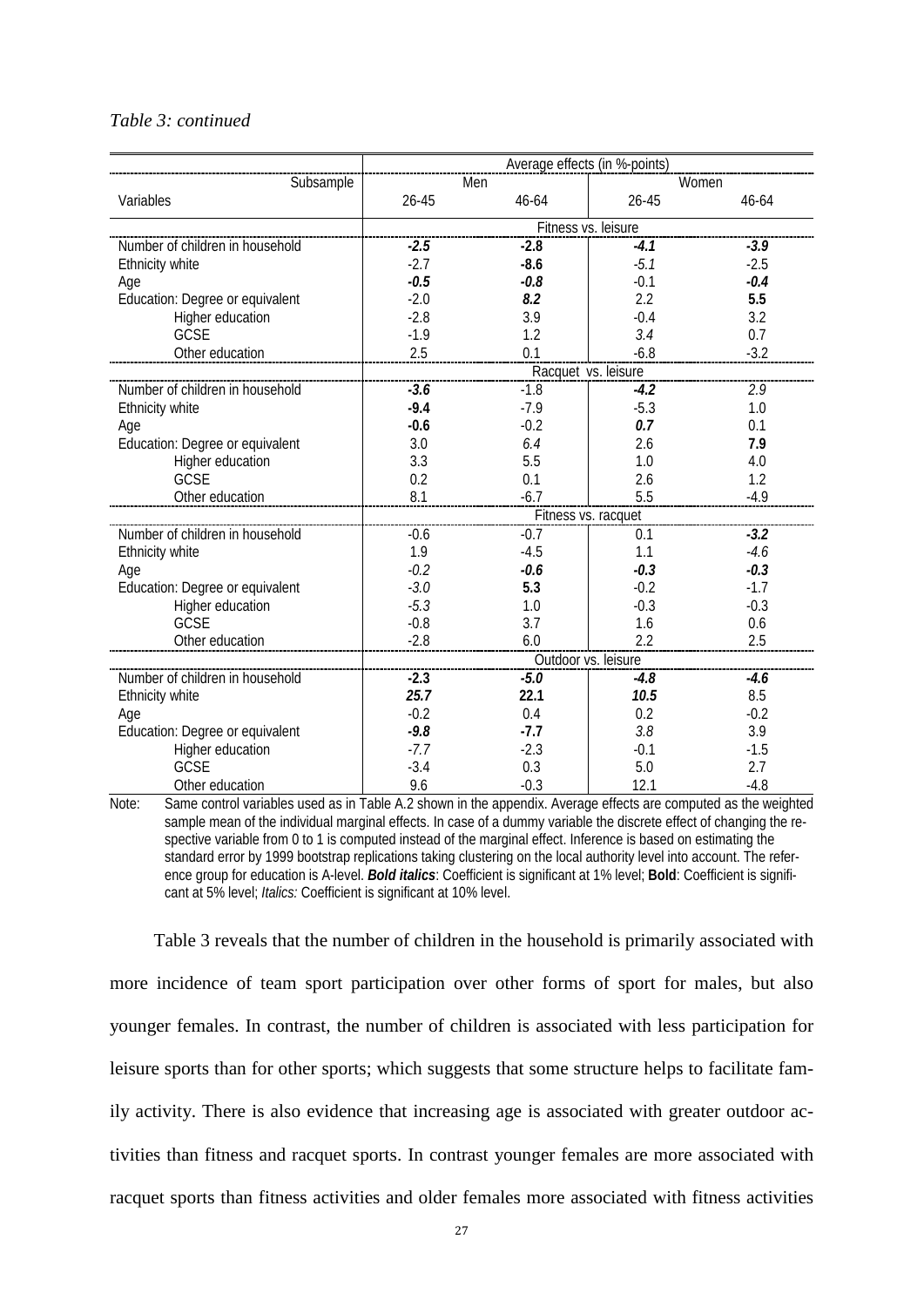*Table 3: continued*

| | Average effects (in %-points) | | | |
|---|---|---|---|---|
| Subsample | Men | | Women | |
| Variables | 26-45 | 46-64 | 26-45 | 46-64 |
| | Fitness vs. leisure | | | |
| Number of children in household | ***-2.5*** | **-2.8** | *-4.1* | ***-3.9*** |
| Ethnicity white | -2.7 | **-8.6** | *-5.1* | -2.5 |
| Age | ***-0.5*** | ***-0.8*** | -0.1 | ***-0.4*** |
| Education: Degree or equivalent | -2.0 | ***8.2*** | 2.2 | **5.5** |
| Higher education | -2.8 | 3.9 | -0.4 | 3.2 |
| GCSE | -1.9 | 1.2 | *3.4* | 0.7 |
| Other education | 2.5 | 0.1 | -6.8 | -3.2 |
| | Racquet vs. leisure | | | |
| Number of children in household | ***-3.6*** | -1.8 | ***-4.2*** | *2.9* |
| Ethnicity white | **-9.4** | -7.9 | -5.3 | 1.0 |
| Age | **-0.6** | -0.2 | ***0.7*** | 0.1 |
| Education: Degree or equivalent | 3.0 | *6.4* | 2.6 | **7.9** |
| Higher education | 3.3 | 5.5 | 1.0 | 4.0 |
| GCSE | 0.2 | 0.1 | 2.6 | 1.2 |
| Other education | 8.1 | -6.7 | 5.5 | -4.9 |
| | Fitness vs. racquet | | | |
| Number of children in household | -0.6 | -0.7 | 0.1 | ***-3.2*** |
| Ethnicity white | 1.9 | -4.5 | 1.1 | *-4.6* |
| Age | *-0.2* | ***-0.6*** | ***-0.3*** | ***-0.3*** |
| Education: Degree or equivalent | *-3.0* | **5.3** | -0.2 | -1.7 |
| Higher education | *-5.3* | 1.0 | -0.3 | -0.3 |
| GCSE | -0.8 | 3.7 | 1.6 | 0.6 |
| Other education | -2.8 | 6.0 | 2.2 | 2.5 |
| | Outdoor vs. leisure | | | |
| Number of children in household | **-2.3** | ***-5.0*** | ***-4.8*** | ***-4.6*** |
| Ethnicity white | ***25.7*** | **22.1** | ***10.5*** | 8.5 |
| Age | -0.2 | 0.4 | 0.2 | -0.2 |
| Education: Degree or equivalent | ***-9.8*** | **-7.7** | *3.8* | 3.9 |
| Higher education | *-7.7* | -2.3 | -0.1 | -1.5 |
| GCSE | -3.4 | 0.3 | 5.0 | 2.7 |
| Other education | 9.6 | -0.3 | 12.1 | -4.8 |

Note: Same control variables used as in Table A.2 shown in the appendix. Average effects are computed as the weighted sample mean of the individual marginal effects. In case of a dummy variable the discrete effect of changing the respective variable from 0 to 1 is computed instead of the marginal effect. Inference is based on estimating the standard error by 1999 bootstrap replications taking clustering on the local authority level into account. The reference group for education is A-level. ***Bold italics***: Coefficient is significant at 1% level; **Bold**: Coefficient is significant at 5% level; *Italics:* Coefficient is significant at 10% level.

Table 3 reveals that the number of children in the household is primarily associated with more incidence of team sport participation over other forms of sport for males, but also younger females. In contrast, the number of children is associated with less participation for leisure sports than for other sports; which suggests that some structure helps to facilitate family activity. There is also evidence that increasing age is associated with greater outdoor activities than fitness and racquet sports. In contrast younger females are more associated with racquet sports than fitness activities and older females more associated with fitness activities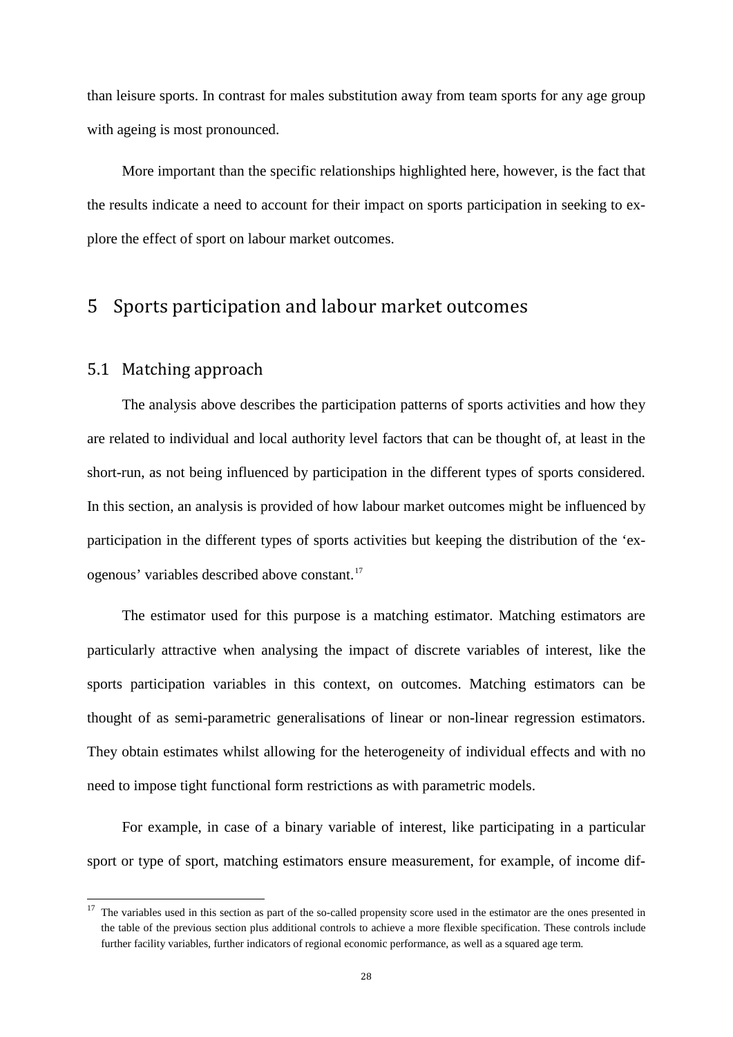than leisure sports. In contrast for males substitution away from team sports for any age group with ageing is most pronounced.

More important than the specific relationships highlighted here, however, is the fact that the results indicate a need to account for their impact on sports participation in seeking to explore the effect of sport on labour market outcomes.

# 5 Sports participation and labour market outcomes

## 5.1 Matching approach

The analysis above describes the participation patterns of sports activities and how they are related to individual and local authority level factors that can be thought of, at least in the short-run, as not being influenced by participation in the different types of sports considered. In this section, an analysis is provided of how labour market outcomes might be influenced by participation in the different types of sports activities but keeping the distribution of the 'exogenous' variables described above constant.[17]

The estimator used for this purpose is a matching estimator. Matching estimators are particularly attractive when analysing the impact of discrete variables of interest, like the sports participation variables in this context, on outcomes. Matching estimators can be thought of as semi-parametric generalisations of linear or non-linear regression estimators. They obtain estimates whilst allowing for the heterogeneity of individual effects and with no need to impose tight functional form restrictions as with parametric models.

For example, in case of a binary variable of interest, like participating in a particular sport or type of sport, matching estimators ensure measurement, for example, of income dif-

---

[17] The variables used in this section as part of the so-called propensity score used in the estimator are the ones presented in the table of the previous section plus additional controls to achieve a more flexible specification. These controls include further facility variables, further indicators of regional economic performance, as well as a squared age term.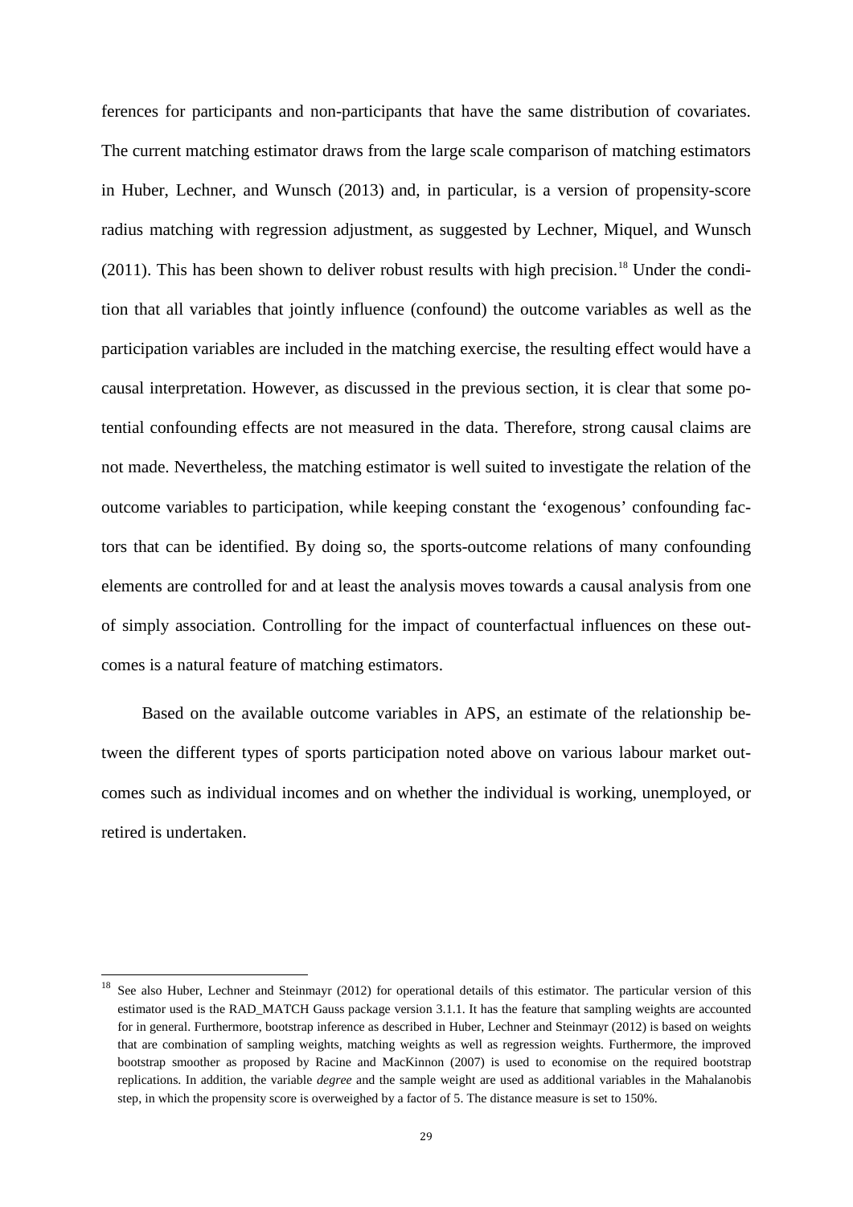ferences for participants and non-participants that have the same distribution of covariates. The current matching estimator draws from the large scale comparison of matching estimators in Huber, Lechner, and Wunsch (2013) and, in particular, is a version of propensity-score radius matching with regression adjustment, as suggested by Lechner, Miquel, and Wunsch (2011). This has been shown to deliver robust results with high precision.[18] Under the condition that all variables that jointly influence (confound) the outcome variables as well as the participation variables are included in the matching exercise, the resulting effect would have a causal interpretation. However, as discussed in the previous section, it is clear that some potential confounding effects are not measured in the data. Therefore, strong causal claims are not made. Nevertheless, the matching estimator is well suited to investigate the relation of the outcome variables to participation, while keeping constant the 'exogenous' confounding factors that can be identified. By doing so, the sports-outcome relations of many confounding elements are controlled for and at least the analysis moves towards a causal analysis from one of simply association. Controlling for the impact of counterfactual influences on these outcomes is a natural feature of matching estimators.

Based on the available outcome variables in APS, an estimate of the relationship between the different types of sports participation noted above on various labour market outcomes such as individual incomes and on whether the individual is working, unemployed, or retired is undertaken.

[18] See also Huber, Lechner and Steinmayr (2012) for operational details of this estimator. The particular version of this estimator used is the RAD_MATCH Gauss package version 3.1.1. It has the feature that sampling weights are accounted for in general. Furthermore, bootstrap inference as described in Huber, Lechner and Steinmayr (2012) is based on weights that are combination of sampling weights, matching weights as well as regression weights. Furthermore, the improved bootstrap smoother as proposed by Racine and MacKinnon (2007) is used to economise on the required bootstrap replications. In addition, the variable *degree* and the sample weight are used as additional variables in the Mahalanobis step, in which the propensity score is overweighed by a factor of 5. The distance measure is set to 150%.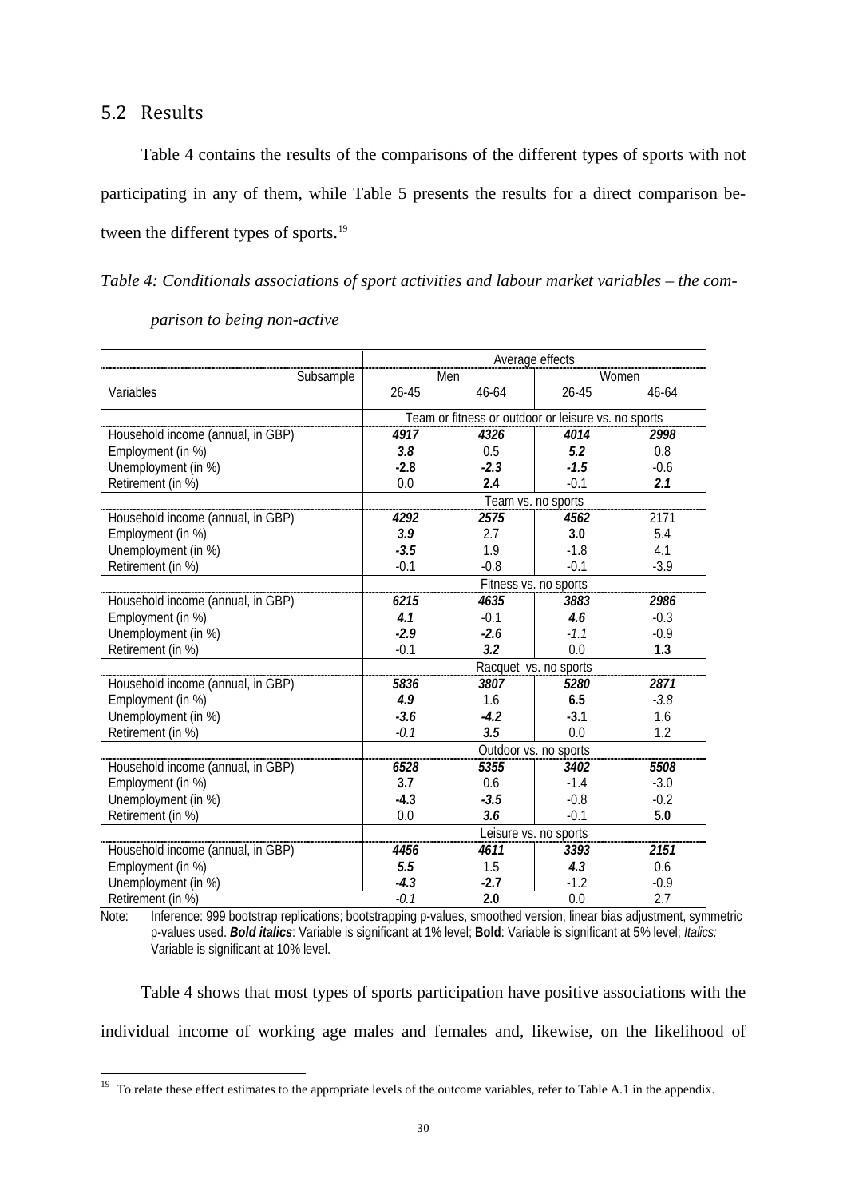## 5.2 Results

Table 4 contains the results of the comparisons of the different types of sports with not participating in any of them, while Table 5 presents the results for a direct comparison between the different types of sports.[19]

*Table 4: Conditionals associations of sport activities and labour market variables – the comparison to being non-active*

| | Average effects | | | |
|---|---|---|---|---|
| Subsample | Men | | Women | |
| Variables | 26-45 | 46-64 | 26-45 | 46-64 |
| | Team or fitness or outdoor or leisure vs. no sports | | | |
| Household income (annual, in GBP) | ***4917*** | ***4326*** | ***4014*** | ***2998*** |
| Employment (in %) | ***3.8*** | 0.5 | ***5.2*** | 0.8 |
| Unemployment (in %) | ***-2.8*** | ***-2.3*** | ***-1.5*** | -0.6 |
| Retirement (in %) | 0.0 | **2.4** | -0.1 | ***2.1*** |
| | Team vs. no sports | | | |
| Household income (annual, in GBP) | ***4292*** | ***2575*** | ***4562*** | 2171 |
| Employment (in %) | ***3.9*** | 2.7 | **3.0** | 5.4 |
| Unemployment (in %) | ***-3.5*** | 1.9 | -1.8 | 4.1 |
| Retirement (in %) | -0.1 | -0.8 | -0.1 | -3.9 |
| | Fitness vs. no sports | | | |
| Household income (annual, in GBP) | ***6215*** | ***4635*** | ***3883*** | ***2986*** |
| Employment (in %) | ***4.1*** | -0.1 | ***4.6*** | -0.3 |
| Unemployment (in %) | ***-2.9*** | ***-2.6*** | *-1.1* | -0.9 |
| Retirement (in %) | -0.1 | ***3.2*** | 0.0 | **1.3** |
| | Racquet vs. no sports | | | |
| Household income (annual, in GBP) | ***5836*** | ***3807*** | ***5280*** | ***2871*** |
| Employment (in %) | ***4.9*** | 1.6 | **6.5** | *-3.8* |
| Unemployment (in %) | ***-3.6*** | ***-4.2*** | **-3.1** | 1.6 |
| Retirement (in %) | *-0.1* | ***3.5*** | 0.0 | 1.2 |
| | Outdoor vs. no sports | | | |
| Household income (annual, in GBP) | ***6528*** | ***5355*** | ***3402*** | ***5508*** |
| Employment (in %) | **3.7** | 0.6 | -1.4 | -3.0 |
| Unemployment (in %) | **-4.3** | ***-3.5*** | -0.8 | -0.2 |
| Retirement (in %) | 0.0 | ***3.6*** | -0.1 | **5.0** |
| | Leisure vs. no sports | | | |
| Household income (annual, in GBP) | ***4456*** | ***4611*** | ***3393*** | ***2151*** |
| Employment (in %) | ***5.5*** | 1.5 | ***4.3*** | 0.6 |
| Unemployment (in %) | ***-4.3*** | **-2.7** | -1.2 | -0.9 |
| Retirement (in %) | *-0.1* | **2.0** | 0.0 | 2.7 |

Note: Inference: 999 bootstrap replications; bootstrapping p-values, smoothed version, linear bias adjustment, symmetric p-values used. ***Bold italics***: Variable is significant at 1% level; **Bold**: Variable is significant at 5% level; *Italics:* Variable is significant at 10% level.

Table 4 shows that most types of sports participation have positive associations with the individual income of working age males and females and, likewise, on the likelihood of

[19] To relate these effect estimates to the appropriate levels of the outcome variables, refer to Table A.1 in the appendix.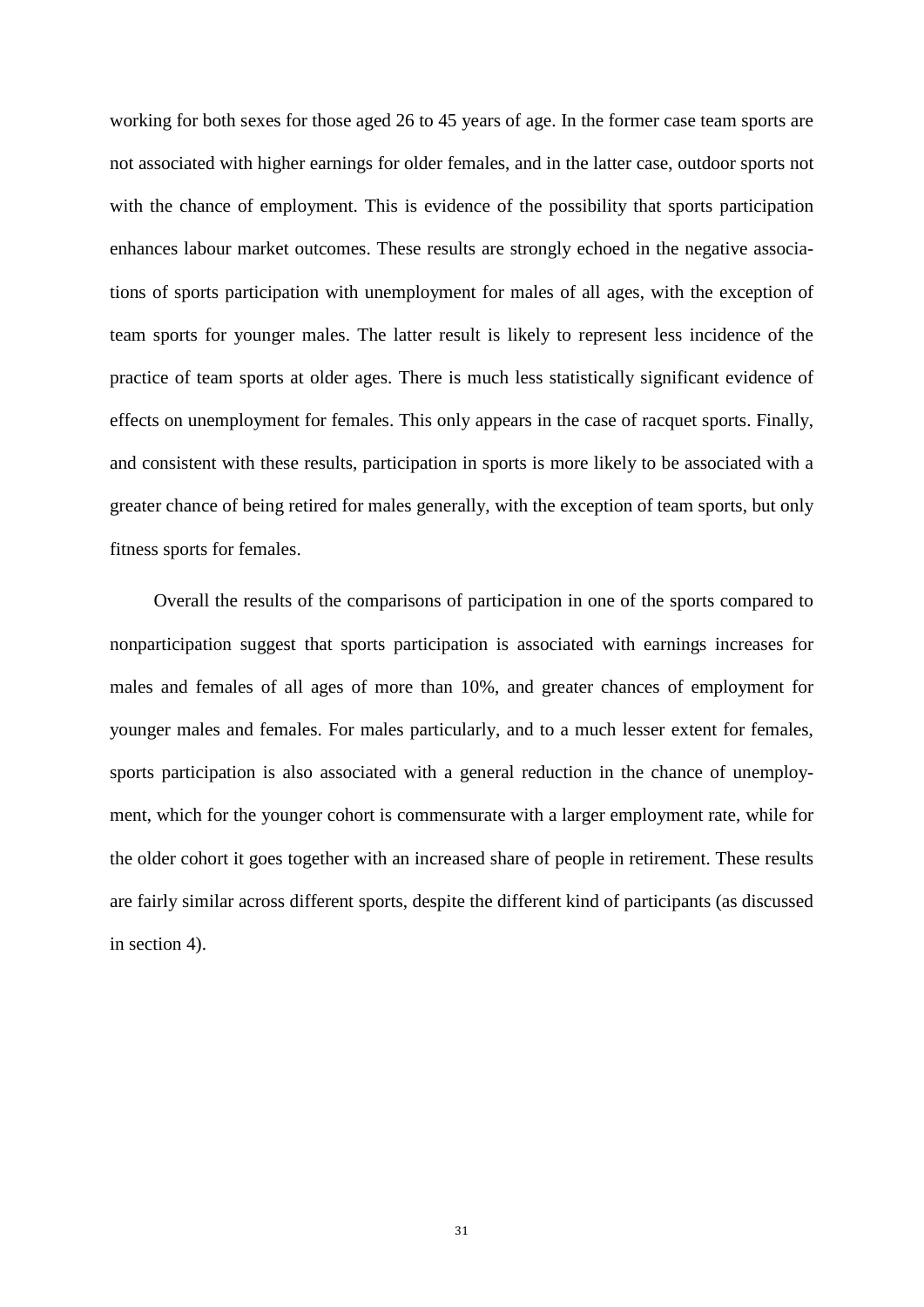working for both sexes for those aged 26 to 45 years of age. In the former case team sports are not associated with higher earnings for older females, and in the latter case, outdoor sports not with the chance of employment. This is evidence of the possibility that sports participation enhances labour market outcomes. These results are strongly echoed in the negative associations of sports participation with unemployment for males of all ages, with the exception of team sports for younger males. The latter result is likely to represent less incidence of the practice of team sports at older ages. There is much less statistically significant evidence of effects on unemployment for females. This only appears in the case of racquet sports. Finally, and consistent with these results, participation in sports is more likely to be associated with a greater chance of being retired for males generally, with the exception of team sports, but only fitness sports for females.

Overall the results of the comparisons of participation in one of the sports compared to nonparticipation suggest that sports participation is associated with earnings increases for males and females of all ages of more than 10%, and greater chances of employment for younger males and females. For males particularly, and to a much lesser extent for females, sports participation is also associated with a general reduction in the chance of unemployment, which for the younger cohort is commensurate with a larger employment rate, while for the older cohort it goes together with an increased share of people in retirement. These results are fairly similar across different sports, despite the different kind of participants (as discussed in section 4).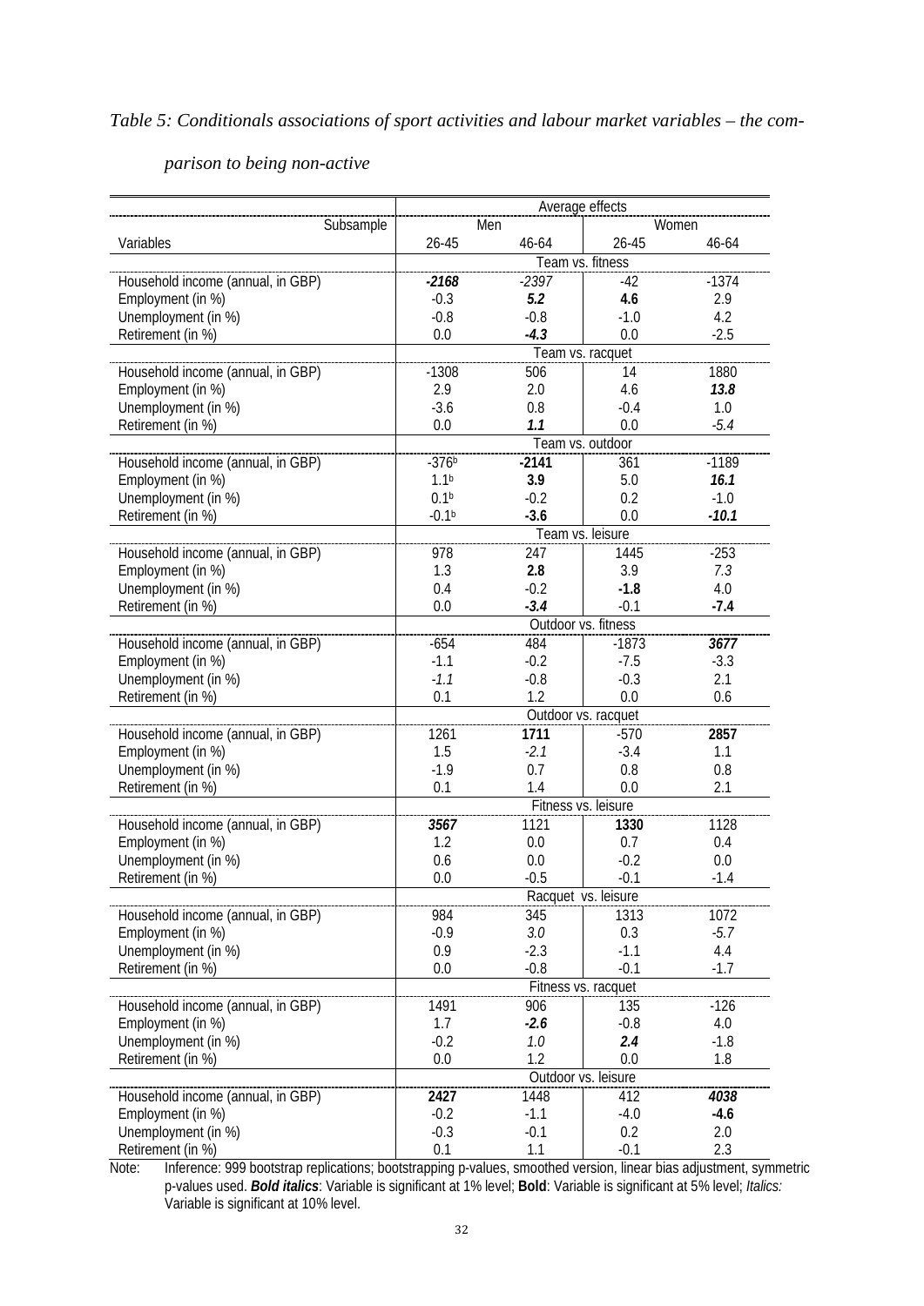*Table 5: Conditionals associations of sport activities and labour market variables – the comparison to being non-active*

| | Average effects | | | |
|---|---|---|---|---|
| Subsample | Men | | Women | |
| Variables | 26-45 | 46-64 | 26-45 | 46-64 |
| | Team vs. fitness | | | |
| Household income (annual, in GBP) | ***-2168*** | *-2397* | -42 | -1374 |
| Employment (in %) | -0.3 | ***5.2*** | **4.6** | 2.9 |
| Unemployment (in %) | -0.8 | -0.8 | -1.0 | 4.2 |
| Retirement (in %) | 0.0 | ***-4.3*** | 0.0 | -2.5 |
| | Team vs. racquet | | | |
| Household income (annual, in GBP) | -1308 | 506 | 14 | 1880 |
| Employment (in %) | 2.9 | 2.0 | 4.6 | ***13.8*** |
| Unemployment (in %) | -3.6 | 0.8 | -0.4 | 1.0 |
| Retirement (in %) | 0.0 | ***1.1*** | 0.0 | *-5.4* |
| | Team vs. outdoor | | | |
| Household income (annual, in GBP) | -376[b] | **-2141** | 361 | -1189 |
| Employment (in %) | 1.1[b] | **3.9** | 5.0 | ***16.1*** |
| Unemployment (in %) | 0.1[b] | -0.2 | 0.2 | -1.0 |
| Retirement (in %) | -0.1[b] | **-3.6** | 0.0 | ***-10.1*** |
| | Team vs. leisure | | | |
| Household income (annual, in GBP) | 978 | 247 | 1445 | -253 |
| Employment (in %) | 1.3 | **2.8** | 3.9 | *7.3* |
| Unemployment (in %) | 0.4 | -0.2 | **-1.8** | 4.0 |
| Retirement (in %) | 0.0 | ***-3.4*** | -0.1 | **-7.4** |
| | Outdoor vs. fitness | | | |
| Household income (annual, in GBP) | -654 | 484 | -1873 | ***3677*** |
| Employment (in %) | -1.1 | -0.2 | -7.5 | -3.3 |
| Unemployment (in %) | *-1.1* | -0.8 | -0.3 | 2.1 |
| Retirement (in %) | 0.1 | 1.2 | 0.0 | 0.6 |
| | Outdoor vs. racquet | | | |
| Household income (annual, in GBP) | 1261 | **1711** | -570 | **2857** |
| Employment (in %) | 1.5 | *-2.1* | -3.4 | 1.1 |
| Unemployment (in %) | -1.9 | 0.7 | 0.8 | 0.8 |
| Retirement (in %) | 0.1 | 1.4 | 0.0 | 2.1 |
| | Fitness vs. leisure | | | |
| Household income (annual, in GBP) | ***3567*** | 1121 | **1330** | 1128 |
| Employment (in %) | 1.2 | 0.0 | 0.7 | 0.4 |
| Unemployment (in %) | 0.6 | 0.0 | -0.2 | 0.0 |
| Retirement (in %) | 0.0 | -0.5 | -0.1 | -1.4 |
| | Racquet vs. leisure | | | |
| Household income (annual, in GBP) | 984 | 345 | 1313 | 1072 |
| Employment (in %) | -0.9 | *3.0* | 0.3 | *-5.7* |
| Unemployment (in %) | 0.9 | -2.3 | -1.1 | 4.4 |
| Retirement (in %) | 0.0 | -0.8 | -0.1 | -1.7 |
| | Fitness vs. racquet | | | |
| Household income (annual, in GBP) | 1491 | 906 | 135 | -126 |
| Employment (in %) | 1.7 | ***-2.6*** | -0.8 | 4.0 |
| Unemployment (in %) | -0.2 | *1.0* | ***2.4*** | -1.8 |
| Retirement (in %) | 0.0 | 1.2 | 0.0 | 1.8 |
| | Outdoor vs. leisure | | | |
| Household income (annual, in GBP) | **2427** | 1448 | 412 | ***4038*** |
| Employment (in %) | -0.2 | -1.1 | -4.0 | **-4.6** |
| Unemployment (in %) | -0.3 | -0.1 | 0.2 | 2.0 |
| Retirement (in %) | 0.1 | 1.1 | -0.1 | 2.3 |

Note: Inference: 999 bootstrap replications; bootstrapping p-values, smoothed version, linear bias adjustment, symmetric p-values used. ***Bold italics***: Variable is significant at 1% level; **Bold**: Variable is significant at 5% level; *Italics:* Variable is significant at 10% level.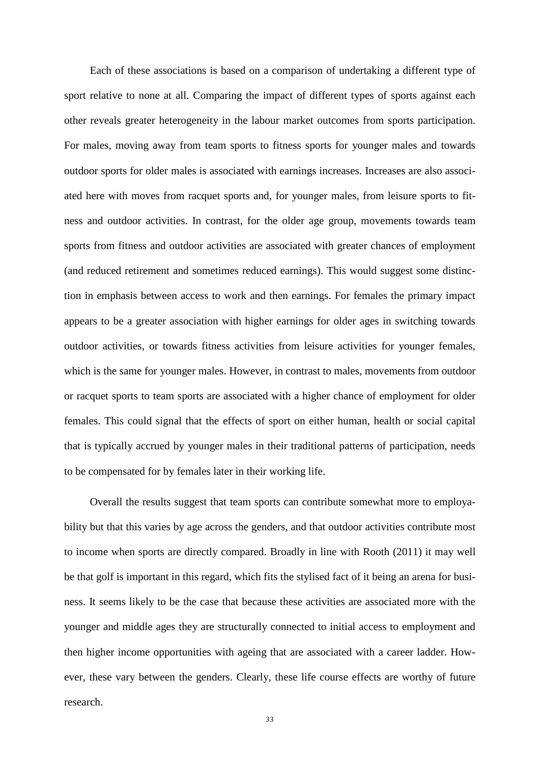Each of these associations is based on a comparison of undertaking a different type of sport relative to none at all. Comparing the impact of different types of sports against each other reveals greater heterogeneity in the labour market outcomes from sports participation. For males, moving away from team sports to fitness sports for younger males and towards outdoor sports for older males is associated with earnings increases. Increases are also associated here with moves from racquet sports and, for younger males, from leisure sports to fitness and outdoor activities. In contrast, for the older age group, movements towards team sports from fitness and outdoor activities are associated with greater chances of employment (and reduced retirement and sometimes reduced earnings). This would suggest some distinction in emphasis between access to work and then earnings. For females the primary impact appears to be a greater association with higher earnings for older ages in switching towards outdoor activities, or towards fitness activities from leisure activities for younger females, which is the same for younger males. However, in contrast to males, movements from outdoor or racquet sports to team sports are associated with a higher chance of employment for older females. This could signal that the effects of sport on either human, health or social capital that is typically accrued by younger males in their traditional patterns of participation, needs to be compensated for by females later in their working life.

Overall the results suggest that team sports can contribute somewhat more to employability but that this varies by age across the genders, and that outdoor activities contribute most to income when sports are directly compared. Broadly in line with Rooth (2011) it may well be that golf is important in this regard, which fits the stylised fact of it being an arena for business. It seems likely to be the case that because these activities are associated more with the younger and middle ages they are structurally connected to initial access to employment and then higher income opportunities with ageing that are associated with a career ladder. However, these vary between the genders. Clearly, these life course effects are worthy of future research.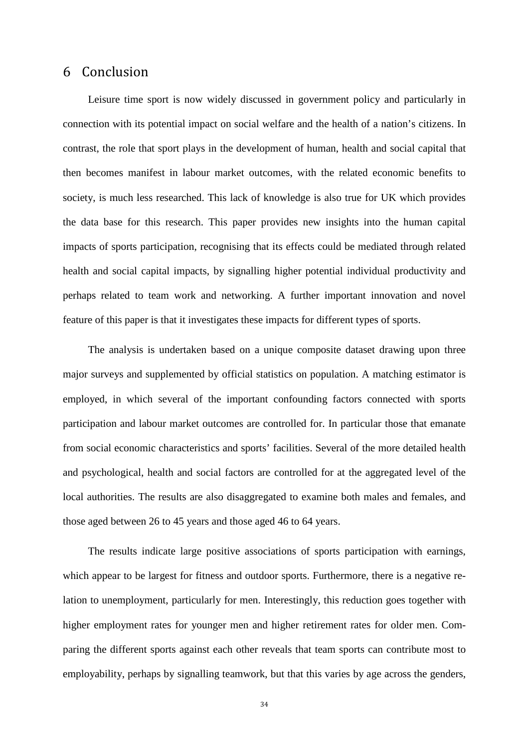# 6 Conclusion

Leisure time sport is now widely discussed in government policy and particularly in connection with its potential impact on social welfare and the health of a nation's citizens. In contrast, the role that sport plays in the development of human, health and social capital that then becomes manifest in labour market outcomes, with the related economic benefits to society, is much less researched. This lack of knowledge is also true for UK which provides the data base for this research. This paper provides new insights into the human capital impacts of sports participation, recognising that its effects could be mediated through related health and social capital impacts, by signalling higher potential individual productivity and perhaps related to team work and networking. A further important innovation and novel feature of this paper is that it investigates these impacts for different types of sports.

The analysis is undertaken based on a unique composite dataset drawing upon three major surveys and supplemented by official statistics on population. A matching estimator is employed, in which several of the important confounding factors connected with sports participation and labour market outcomes are controlled for. In particular those that emanate from social economic characteristics and sports' facilities. Several of the more detailed health and psychological, health and social factors are controlled for at the aggregated level of the local authorities. The results are also disaggregated to examine both males and females, and those aged between 26 to 45 years and those aged 46 to 64 years.

The results indicate large positive associations of sports participation with earnings, which appear to be largest for fitness and outdoor sports. Furthermore, there is a negative relation to unemployment, particularly for men. Interestingly, this reduction goes together with higher employment rates for younger men and higher retirement rates for older men. Comparing the different sports against each other reveals that team sports can contribute most to employability, perhaps by signalling teamwork, but that this varies by age across the genders,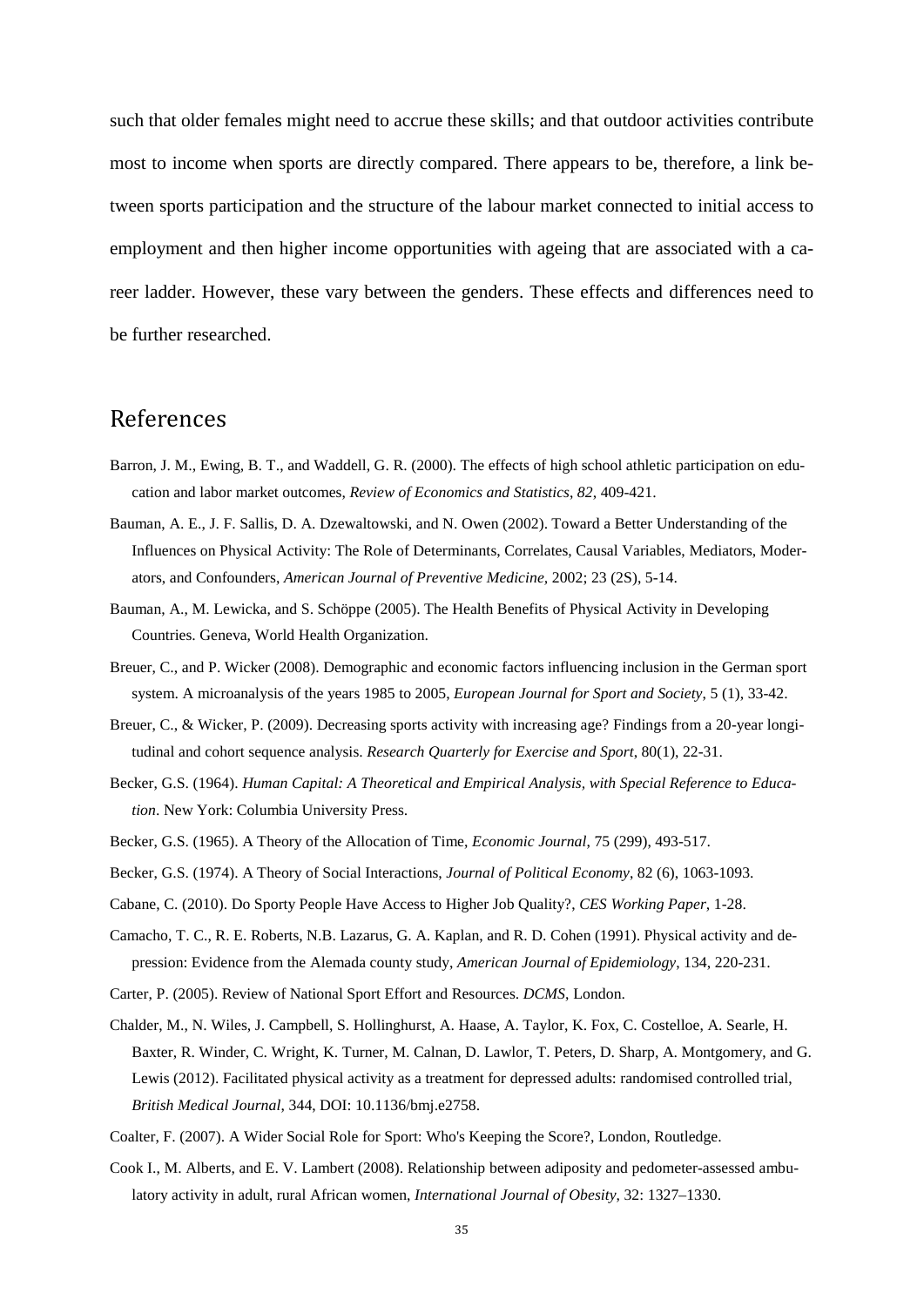such that older females might need to accrue these skills; and that outdoor activities contribute most to income when sports are directly compared. There appears to be, therefore, a link between sports participation and the structure of the labour market connected to initial access to employment and then higher income opportunities with ageing that are associated with a career ladder. However, these vary between the genders. These effects and differences need to be further researched.

# References

Barron, J. M., Ewing, B. T., and Waddell, G. R. (2000). The effects of high school athletic participation on education and labor market outcomes, *Review of Economics and Statistics*, *82*, 409-421.

Bauman, A. E., J. F. Sallis, D. A. Dzewaltowski, and N. Owen (2002). Toward a Better Understanding of the Influences on Physical Activity: The Role of Determinants, Correlates, Causal Variables, Mediators, Moderators, and Confounders, *American Journal of Preventive Medicine*, 2002; 23 (2S), 5-14.

Bauman, A., M. Lewicka, and S. Schöppe (2005). The Health Benefits of Physical Activity in Developing Countries. Geneva, World Health Organization.

Breuer, C., and P. Wicker (2008). Demographic and economic factors influencing inclusion in the German sport system. A microanalysis of the years 1985 to 2005, *European Journal for Sport and Society*, 5 (1), 33-42.

Breuer, C., & Wicker, P. (2009). Decreasing sports activity with increasing age? Findings from a 20-year longitudinal and cohort sequence analysis. *Research Quarterly for Exercise and Sport*, 80(1), 22-31.

Becker, G.S. (1964). *Human Capital: A Theoretical and Empirical Analysis, with Special Reference to Education*. New York: Columbia University Press.

Becker, G.S. (1965). A Theory of the Allocation of Time, *Economic Journal*, 75 (299), 493-517.

Becker, G.S. (1974). A Theory of Social Interactions, *Journal of Political Economy*, 82 (6), 1063-1093.

Cabane, C. (2010). Do Sporty People Have Access to Higher Job Quality?, *CES Working Paper*, 1-28.

Camacho, T. C., R. E. Roberts, N.B. Lazarus, G. A. Kaplan, and R. D. Cohen (1991). Physical activity and depression: Evidence from the Alemada county study, *American Journal of Epidemiology*, 134, 220-231.

Carter, P. (2005). Review of National Sport Effort and Resources. *DCMS*, London.

Chalder, M., N. Wiles, J. Campbell, S. Hollinghurst, A. Haase, A. Taylor, K. Fox, C. Costelloe, A. Searle, H. Baxter, R. Winder, C. Wright, K. Turner, M. Calnan, D. Lawlor, T. Peters, D. Sharp, A. Montgomery, and G. Lewis (2012). Facilitated physical activity as a treatment for depressed adults: randomised controlled trial, *British Medical Journal*, 344, DOI: 10.1136/bmj.e2758.

Coalter, F. (2007). A Wider Social Role for Sport: Who's Keeping the Score?, London, Routledge.

Cook I., M. Alberts, and E. V. Lambert (2008). Relationship between adiposity and pedometer-assessed ambulatory activity in adult, rural African women, *International Journal of Obesity*, 32: 1327–1330.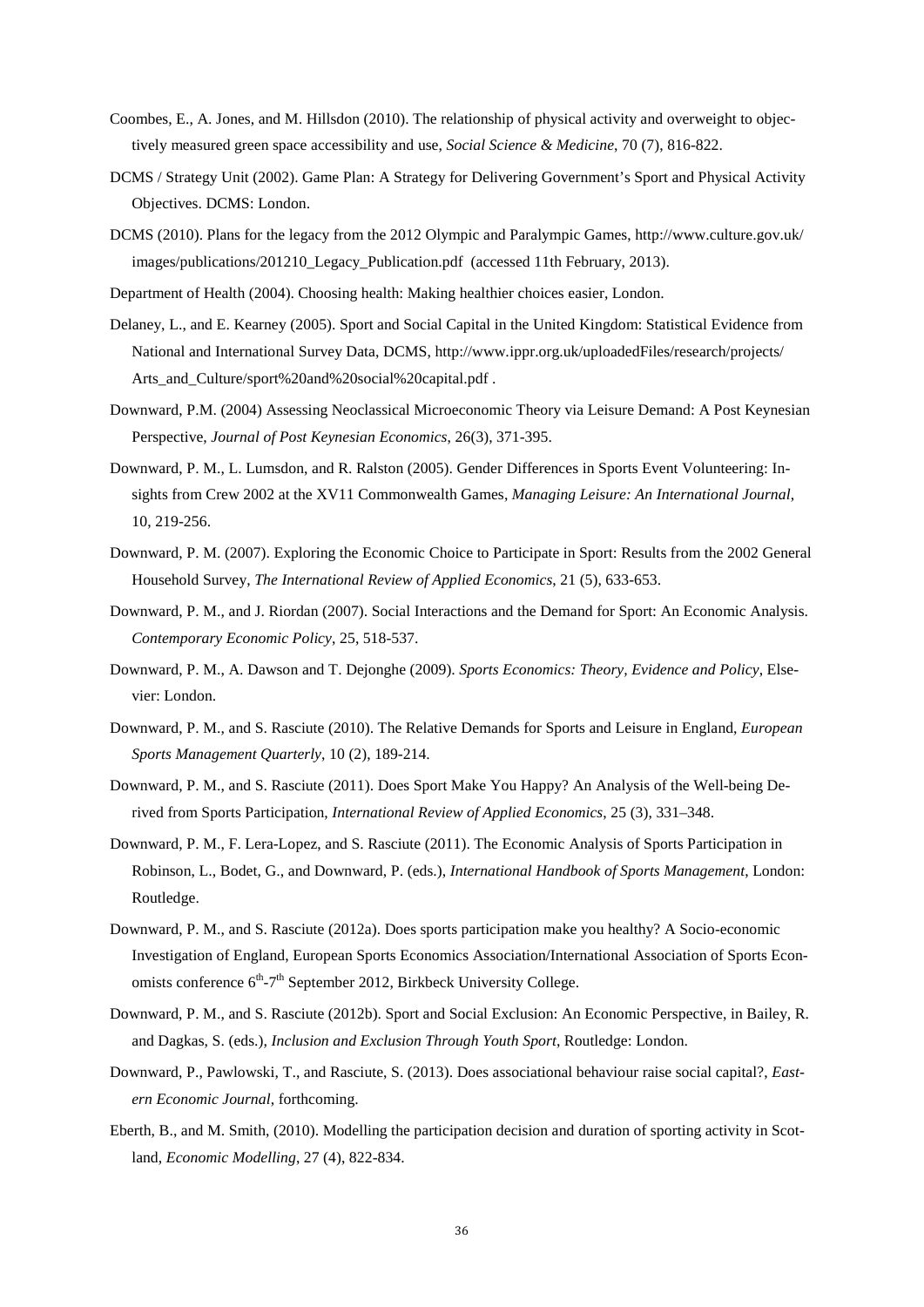Coombes, E., A. Jones, and M. Hillsdon (2010). The relationship of physical activity and overweight to objectively measured green space accessibility and use, *Social Science & Medicine*, 70 (7), 816-822.

DCMS / Strategy Unit (2002). Game Plan: A Strategy for Delivering Government's Sport and Physical Activity Objectives. DCMS: London.

DCMS (2010). Plans for the legacy from the 2012 Olympic and Paralympic Games, http://www.culture.gov.uk/images/publications/201210_Legacy_Publication.pdf (accessed 11th February, 2013).

Department of Health (2004). Choosing health: Making healthier choices easier, London.

Delaney, L., and E. Kearney (2005). Sport and Social Capital in the United Kingdom: Statistical Evidence from National and International Survey Data, DCMS, http://www.ippr.org.uk/uploadedFiles/research/projects/Arts_and_Culture/sport%20and%20social%20capital.pdf .

Downward, P.M. (2004) Assessing Neoclassical Microeconomic Theory via Leisure Demand: A Post Keynesian Perspective, *Journal of Post Keynesian Economics*, 26(3), 371-395.

Downward, P. M., L. Lumsdon, and R. Ralston (2005). Gender Differences in Sports Event Volunteering: Insights from Crew 2002 at the XV11 Commonwealth Games, *Managing Leisure: An International Journal*, 10, 219-256.

Downward, P. M. (2007). Exploring the Economic Choice to Participate in Sport: Results from the 2002 General Household Survey, *The International Review of Applied Economics*, 21 (5), 633-653.

Downward, P. M., and J. Riordan (2007). Social Interactions and the Demand for Sport: An Economic Analysis. *Contemporary Economic Policy*, 25, 518-537.

Downward, P. M., A. Dawson and T. Dejonghe (2009). *Sports Economics: Theory, Evidence and Policy*, Elsevier: London.

Downward, P. M., and S. Rasciute (2010). The Relative Demands for Sports and Leisure in England, *European Sports Management Quarterly*, 10 (2), 189-214.

Downward, P. M., and S. Rasciute (2011). Does Sport Make You Happy? An Analysis of the Well-being Derived from Sports Participation, *International Review of Applied Economics*, 25 (3), 331–348.

Downward, P. M., F. Lera-Lopez, and S. Rasciute (2011). The Economic Analysis of Sports Participation in Robinson, L., Bodet, G., and Downward, P. (eds.), *International Handbook of Sports Management*, London: Routledge.

Downward, P. M., and S. Rasciute (2012a). Does sports participation make you healthy? A Socio-economic Investigation of England, European Sports Economics Association/International Association of Sports Economists conference 6th-7th September 2012, Birkbeck University College.

Downward, P. M., and S. Rasciute (2012b). Sport and Social Exclusion: An Economic Perspective, in Bailey, R. and Dagkas, S. (eds.), *Inclusion and Exclusion Through Youth Sport*, Routledge: London.

Downward, P., Pawlowski, T., and Rasciute, S. (2013). Does associational behaviour raise social capital?, *Eastern Economic Journal*, forthcoming.

Eberth, B., and M. Smith, (2010). Modelling the participation decision and duration of sporting activity in Scotland, *Economic Modelling*, 27 (4), 822-834.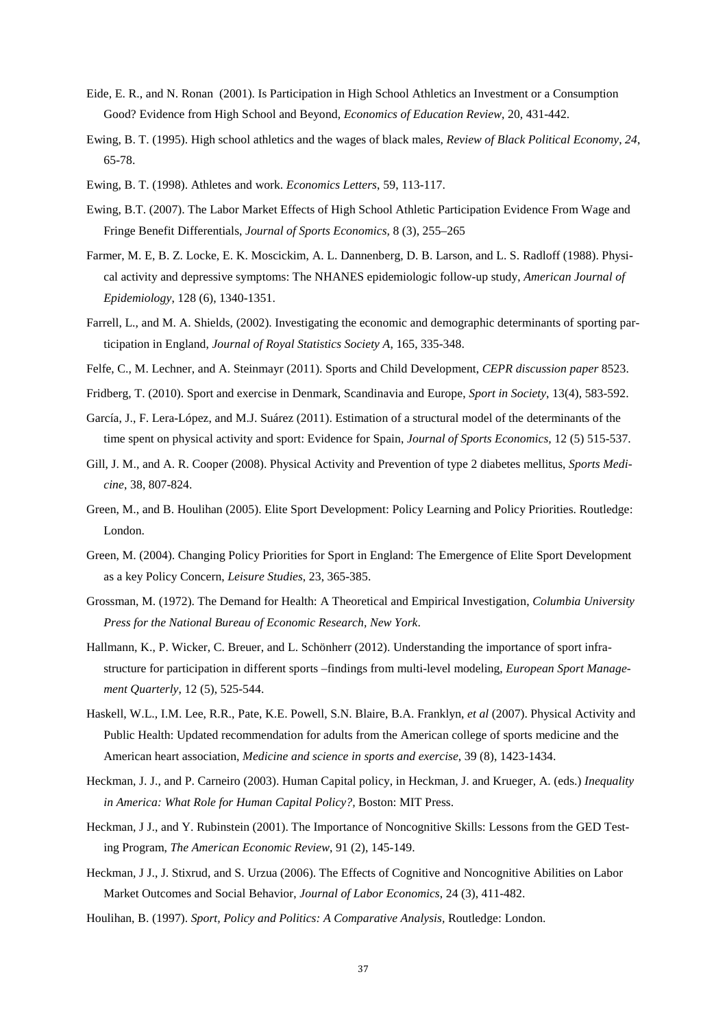Eide, E. R., and N. Ronan (2001). Is Participation in High School Athletics an Investment or a Consumption Good? Evidence from High School and Beyond, *Economics of Education Review*, 20, 431-442.

Ewing, B. T. (1995). High school athletics and the wages of black males, *Review of Black Political Economy*, *24*, 65-78.

Ewing, B. T. (1998). Athletes and work. *Economics Letters*, 59, 113-117.

Ewing, B.T. (2007). The Labor Market Effects of High School Athletic Participation Evidence From Wage and Fringe Benefit Differentials, *Journal of Sports Economics,* 8 (3), 255–265

Farmer, M. E, B. Z. Locke, E. K. Moscickim, A. L. Dannenberg, D. B. Larson, and L. S. Radloff (1988). Physical activity and depressive symptoms: The NHANES epidemiologic follow-up study, *American Journal of Epidemiology*, 128 (6), 1340-1351.

Farrell, L., and M. A. Shields, (2002). Investigating the economic and demographic determinants of sporting participation in England, *Journal of Royal Statistics Society A*, 165, 335-348.

Felfe, C., M. Lechner, and A. Steinmayr (2011). Sports and Child Development, *CEPR discussion paper* 8523.

Fridberg, T. (2010). Sport and exercise in Denmark, Scandinavia and Europe, *Sport in Society*, 13(4), 583-592.

García, J., F. Lera-López, and M.J. Suárez (2011). Estimation of a structural model of the determinants of the time spent on physical activity and sport: Evidence for Spain, *Journal of Sports Economics*, 12 (5) 515-537.

Gill, J. M., and A. R. Cooper (2008). Physical Activity and Prevention of type 2 diabetes mellitus, *Sports Medicine*, 38, 807-824.

Green, M., and B. Houlihan (2005). Elite Sport Development: Policy Learning and Policy Priorities. Routledge: London.

Green, M. (2004). Changing Policy Priorities for Sport in England: The Emergence of Elite Sport Development as a key Policy Concern, *Leisure Studies*, 23, 365-385.

Grossman, M. (1972). The Demand for Health: A Theoretical and Empirical Investigation, *Columbia University Press for the National Bureau of Economic Research, New York*.

Hallmann, K., P. Wicker, C. Breuer, and L. Schönherr (2012). Understanding the importance of sport infrastructure for participation in different sports –findings from multi-level modeling, *European Sport Management Quarterly*, 12 (5), 525-544.

Haskell, W.L., I.M. Lee, R.R., Pate, K.E. Powell, S.N. Blaire, B.A. Franklyn, *et al* (2007). Physical Activity and Public Health: Updated recommendation for adults from the American college of sports medicine and the American heart association, *Medicine and science in sports and exercise*, 39 (8), 1423-1434.

Heckman, J. J., and P. Carneiro (2003). Human Capital policy, in Heckman, J. and Krueger, A. (eds.) *Inequality in America: What Role for Human Capital Policy?*, Boston: MIT Press.

Heckman, J J., and Y. Rubinstein (2001). The Importance of Noncognitive Skills: Lessons from the GED Testing Program, *The American Economic Review*, 91 (2), 145-149.

Heckman, J J., J. Stixrud, and S. Urzua (2006). The Effects of Cognitive and Noncognitive Abilities on Labor Market Outcomes and Social Behavior, *Journal of Labor Economics*, 24 (3), 411-482.

Houlihan, B. (1997). *Sport, Policy and Politics: A Comparative Analysis*, Routledge: London.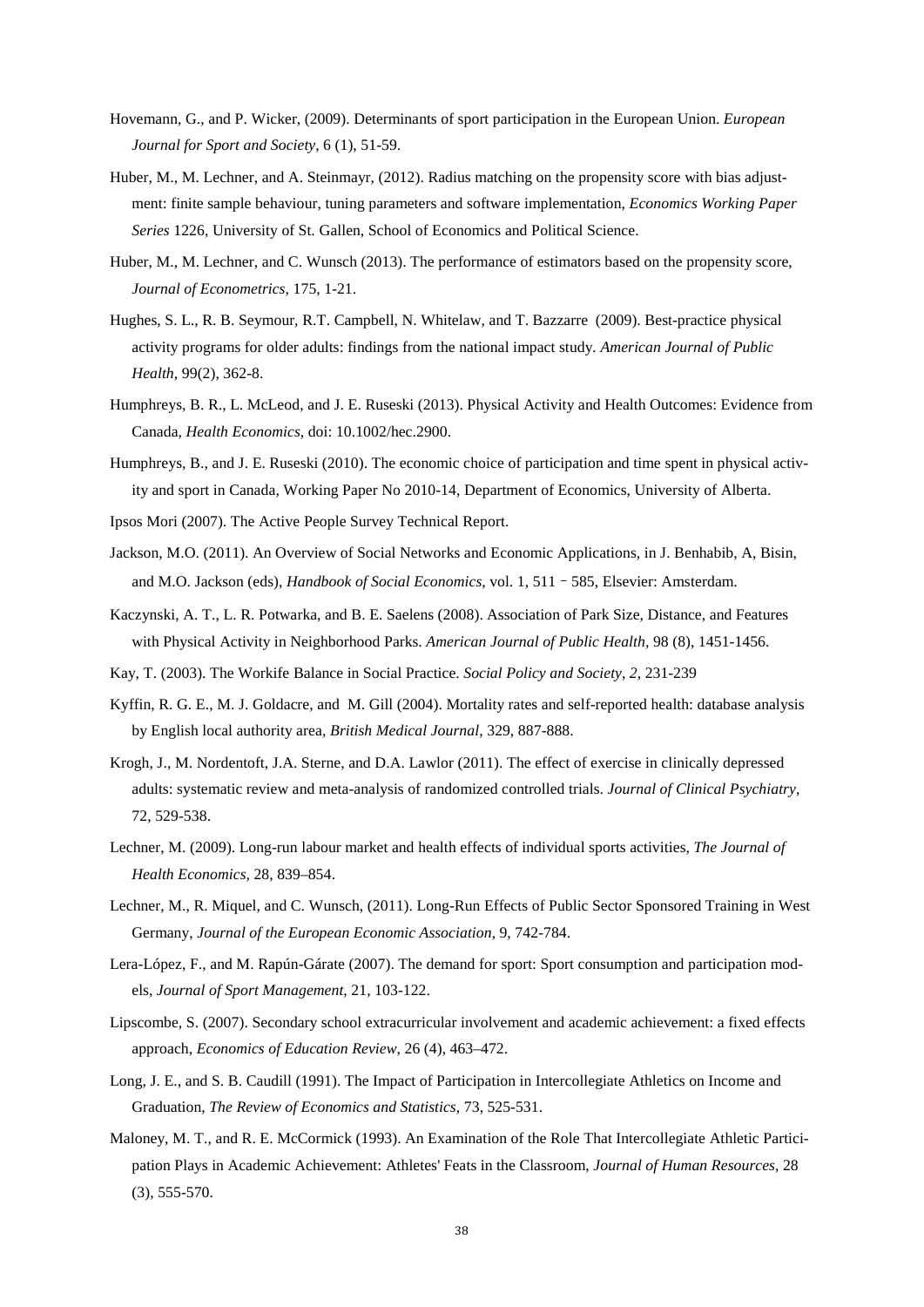Hovemann, G., and P. Wicker, (2009). Determinants of sport participation in the European Union. *European Journal for Sport and Society*, 6 (1), 51-59.

Huber, M., M. Lechner, and A. Steinmayr, (2012). Radius matching on the propensity score with bias adjustment: finite sample behaviour, tuning parameters and software implementation, *Economics Working Paper Series* 1226, University of St. Gallen, School of Economics and Political Science.

Huber, M., M. Lechner, and C. Wunsch (2013). The performance of estimators based on the propensity score, *Journal of Econometrics*, 175, 1-21.

Hughes, S. L., R. B. Seymour, R.T. Campbell, N. Whitelaw, and T. Bazzarre (2009). Best-practice physical activity programs for older adults: findings from the national impact study. *American Journal of Public Health*, 99(2), 362-8.

Humphreys, B. R., L. McLeod, and J. E. Ruseski (2013). Physical Activity and Health Outcomes: Evidence from Canada, *Health Economics*, doi: 10.1002/hec.2900.

Humphreys, B., and J. E. Ruseski (2010). The economic choice of participation and time spent in physical activity and sport in Canada, Working Paper No 2010-14, Department of Economics, University of Alberta.

Ipsos Mori (2007). The Active People Survey Technical Report.

Jackson, M.O. (2011). An Overview of Social Networks and Economic Applications, in J. Benhabib, A, Bisin, and M.O. Jackson (eds), *Handbook of Social Economics*, vol. 1, 511 – 585, Elsevier: Amsterdam.

Kaczynski, A. T., L. R. Potwarka, and B. E. Saelens (2008). Association of Park Size, Distance, and Features with Physical Activity in Neighborhood Parks. *American Journal of Public Health*, 98 (8), 1451-1456.

Kay, T. (2003). The Workife Balance in Social Practice. *Social Policy and Society*, *2*, 231-239

Kyffin, R. G. E., M. J. Goldacre, and M. Gill (2004). Mortality rates and self-reported health: database analysis by English local authority area, *British Medical Journal*, 329, 887-888.

Krogh, J., M. Nordentoft, J.A. Sterne, and D.A. Lawlor (2011). The effect of exercise in clinically depressed adults: systematic review and meta-analysis of randomized controlled trials. *Journal of Clinical Psychiatry*, 72, 529-538.

Lechner, M. (2009). Long-run labour market and health effects of individual sports activities, *The Journal of Health Economics,* 28, 839–854.

Lechner, M., R. Miquel, and C. Wunsch, (2011). Long-Run Effects of Public Sector Sponsored Training in West Germany, *Journal of the European Economic Association*, 9, 742-784.

Lera-López, F., and M. Rapún-Gárate (2007). The demand for sport: Sport consumption and participation models, *Journal of Sport Management*, 21, 103-122.

Lipscombe, S. (2007). Secondary school extracurricular involvement and academic achievement: a fixed effects approach, *Economics of Education Review*, 26 (4), 463–472.

Long, J. E., and S. B. Caudill (1991). The Impact of Participation in Intercollegiate Athletics on Income and Graduation, *The Review of Economics and Statistics*, 73, 525-531.

Maloney, M. T., and R. E. McCormick (1993). An Examination of the Role That Intercollegiate Athletic Participation Plays in Academic Achievement: Athletes' Feats in the Classroom, *Journal of Human Resources*, 28 (3), 555-570.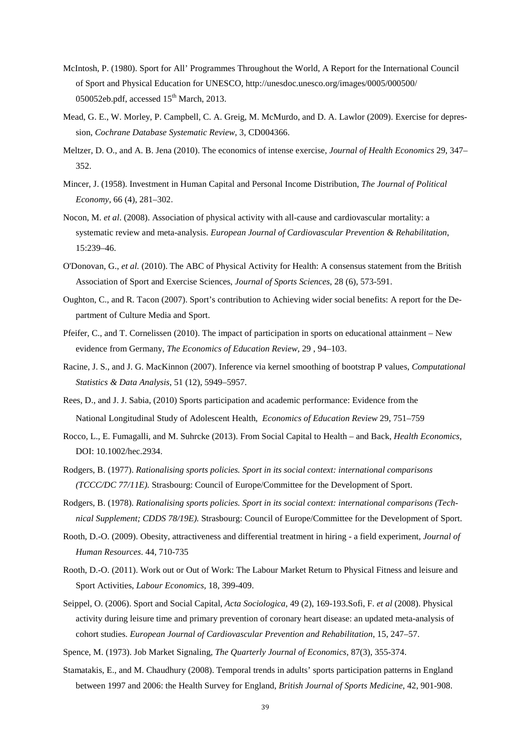McIntosh, P. (1980). Sport for All' Programmes Throughout the World, A Report for the International Council of Sport and Physical Education for UNESCO, http://unesdoc.unesco.org/images/0005/000500/050052eb.pdf, accessed 15th March, 2013.

Mead, G. E., W. Morley, P. Campbell, C. A. Greig, M. McMurdo, and D. A. Lawlor (2009). Exercise for depression, *Cochrane Database Systematic Review*, 3, CD004366.

Meltzer, D. O., and A. B. Jena (2010). The economics of intense exercise, *Journal of Health Economics* 29, 347–352.

Mincer, J. (1958). Investment in Human Capital and Personal Income Distribution, *The Journal of Political Economy*, 66 (4), 281–302.

Nocon, M. *et al*. (2008). Association of physical activity with all-cause and cardiovascular mortality: a systematic review and meta-analysis. *European Journal of Cardiovascular Prevention & Rehabilitation*, 15:239–46.

O'Donovan, G., *et al.* (2010). The ABC of Physical Activity for Health: A consensus statement from the British Association of Sport and Exercise Sciences, *Journal of Sports Sciences*, 28 (6), 573-591.

Oughton, C., and R. Tacon (2007). Sport's contribution to Achieving wider social benefits: A report for the Department of Culture Media and Sport.

Pfeifer, C., and T. Cornelissen (2010). The impact of participation in sports on educational attainment – New evidence from Germany, *The Economics of Education Review*, 29 , 94–103.

Racine, J. S., and J. G. MacKinnon (2007). Inference via kernel smoothing of bootstrap P values, *Computational Statistics & Data Analysis*, 51 (12), 5949–5957.

Rees, D., and J. J. Sabia, (2010) Sports participation and academic performance: Evidence from the National Longitudinal Study of Adolescent Health, *Economics of Education Review* 29, 751–759

Rocco, L., E. Fumagalli, and M. Suhrcke (2013). From Social Capital to Health – and Back, *Health Economics*, DOI: 10.1002/hec.2934.

Rodgers, B. (1977). *Rationalising sports policies. Sport in its social context: international comparisons (TCCC/DC 77/11E).* Strasbourg: Council of Europe/Committee for the Development of Sport.

Rodgers, B. (1978). *Rationalising sports policies. Sport in its social context: international comparisons (Technical Supplement; CDDS 78/19E).* Strasbourg: Council of Europe/Committee for the Development of Sport.

Rooth, D.-O. (2009). Obesity, attractiveness and differential treatment in hiring - a field experiment, *Journal of Human Resources*. 44, 710-735

Rooth, D.-O. (2011). Work out or Out of Work: The Labour Market Return to Physical Fitness and leisure and Sport Activities, *Labour Economics*, 18, 399-409.

Seippel, O. (2006). Sport and Social Capital, *Acta Sociologica,* 49 (2), 169-193.Sofi, F. *et al* (2008). Physical activity during leisure time and primary prevention of coronary heart disease: an updated meta-analysis of cohort studies. *European Journal of Cardiovascular Prevention and Rehabilitation*, 15, 247–57.

Spence, M. (1973). Job Market Signaling, *The Quarterly Journal of Economics*, 87(3), 355-374.

Stamatakis, E., and M. Chaudhury (2008). Temporal trends in adults' sports participation patterns in England between 1997 and 2006: the Health Survey for England, *British Journal of Sports Medicine*, 42, 901-908.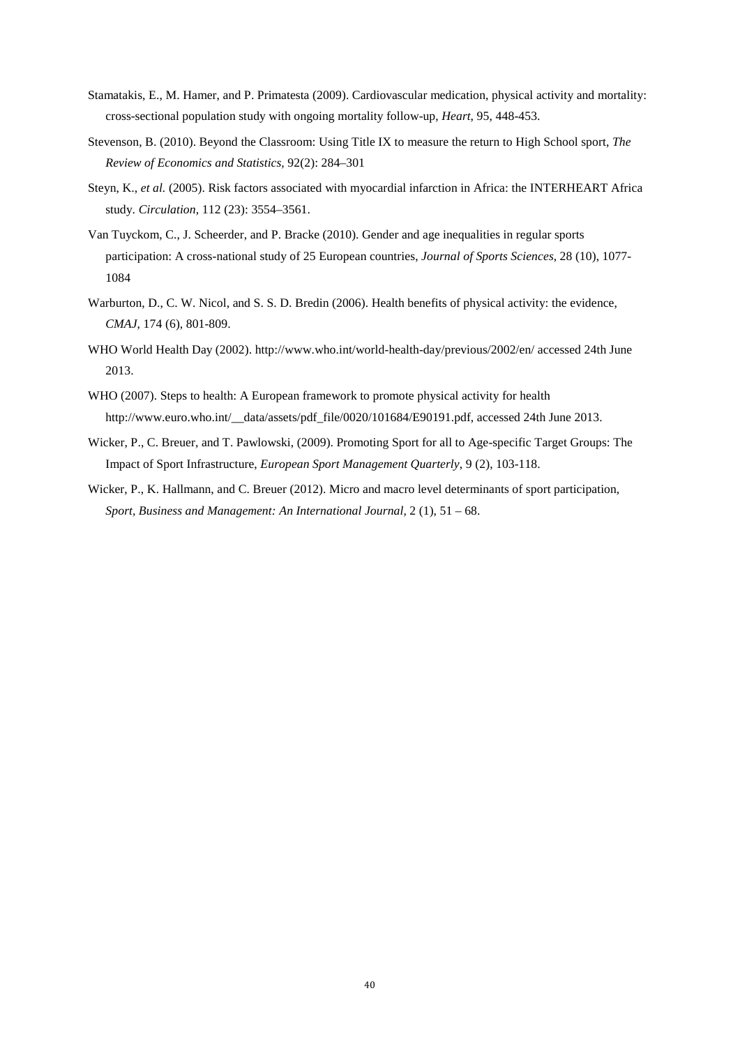Stamatakis, E., M. Hamer, and P. Primatesta (2009). Cardiovascular medication, physical activity and mortality: cross-sectional population study with ongoing mortality follow-up, *Heart*, 95, 448-453.

Stevenson, B. (2010). Beyond the Classroom: Using Title IX to measure the return to High School sport, *The Review of Economics and Statistics*, 92(2): 284–301

Steyn, K., *et al.* (2005). Risk factors associated with myocardial infarction in Africa: the INTERHEART Africa study. *Circulation*, 112 (23): 3554–3561.

Van Tuyckom, C., J. Scheerder, and P. Bracke (2010). Gender and age inequalities in regular sports participation: A cross-national study of 25 European countries, *Journal of Sports Sciences*, 28 (10), 1077-1084

Warburton, D., C. W. Nicol, and S. S. D. Bredin (2006). Health benefits of physical activity: the evidence, *CMAJ*, 174 (6), 801-809.

WHO World Health Day (2002). http://www.who.int/world-health-day/previous/2002/en/ accessed 24th June 2013.

WHO (2007). Steps to health: A European framework to promote physical activity for health http://www.euro.who.int/__data/assets/pdf_file/0020/101684/E90191.pdf, accessed 24th June 2013.

Wicker, P., C. Breuer, and T. Pawlowski, (2009). Promoting Sport for all to Age-specific Target Groups: The Impact of Sport Infrastructure, *European Sport Management Quarterly*, 9 (2), 103-118.

Wicker, P., K. Hallmann, and C. Breuer (2012). Micro and macro level determinants of sport participation, *Sport, Business and Management: An International Journal*, 2 (1), 51 – 68.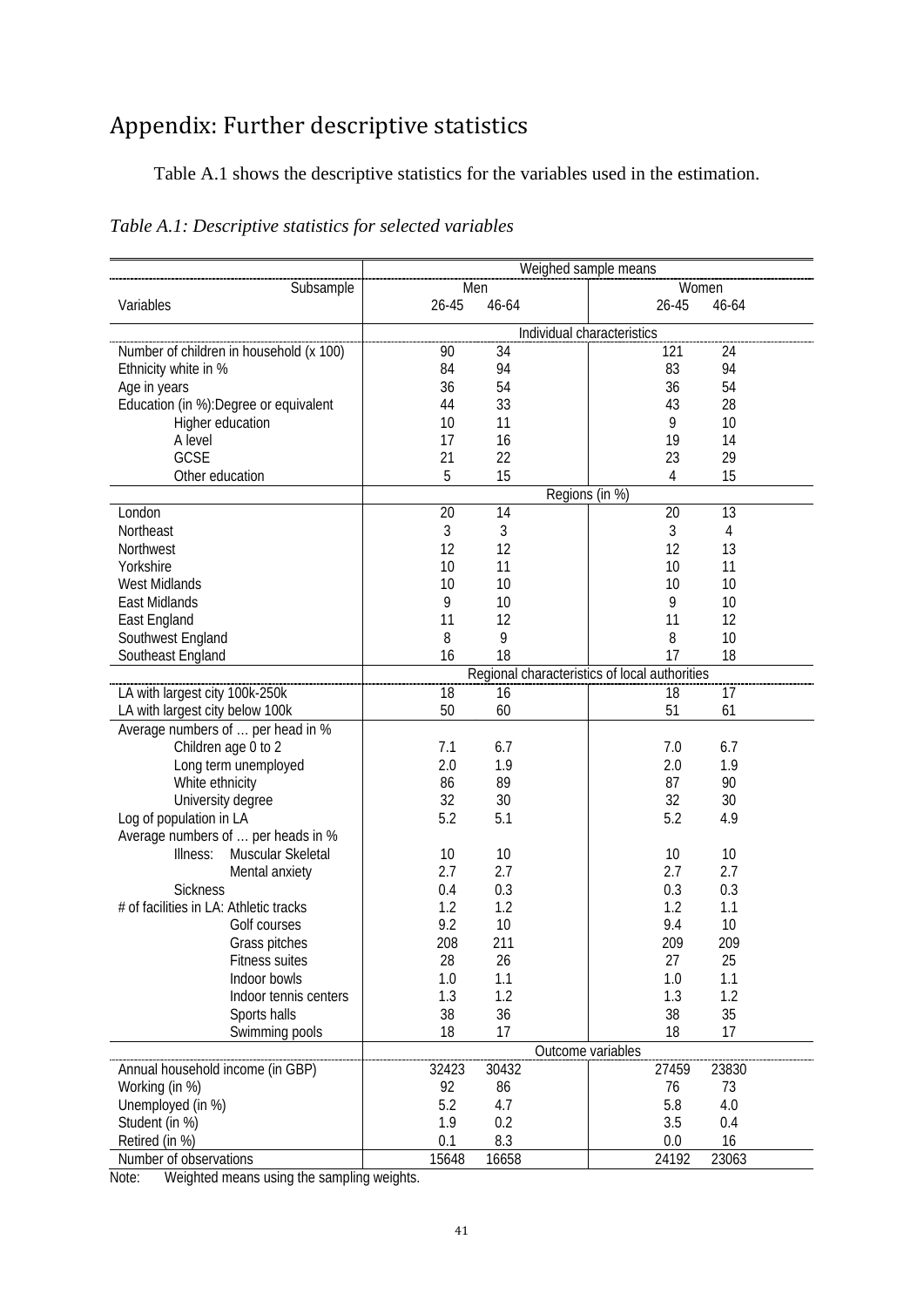# Appendix: Further descriptive statistics

Table A.1 shows the descriptive statistics for the variables used in the estimation.

*Table A.1: Descriptive statistics for selected variables*

| | Weighed sample means | | | |
|---|---|---|---|---|
| Subsample | Men | | Women | |
| Variables | 26-45 | 46-64 | 26-45 | 46-64 |
| | Individual characteristics | | | |
| Number of children in household (x 100) | 90 | 34 | 121 | 24 |
| Ethnicity white in % | 84 | 94 | 83 | 94 |
| Age in years | 36 | 54 | 36 | 54 |
| Education (in %):Degree or equivalent | 44 | 33 | 43 | 28 |
| Higher education | 10 | 11 | 9 | 10 |
| A level | 17 | 16 | 19 | 14 |
| GCSE | 21 | 22 | 23 | 29 |
| Other education | 5 | 15 | 4 | 15 |
| | Regions (in %) | | | |
| London | 20 | 14 | 20 | 13 |
| Northeast | 3 | 3 | 3 | 4 |
| Northwest | 12 | 12 | 12 | 13 |
| Yorkshire | 10 | 11 | 10 | 11 |
| West Midlands | 10 | 10 | 10 | 10 |
| East Midlands | 9 | 10 | 9 | 10 |
| East England | 11 | 12 | 11 | 12 |
| Southwest England | 8 | 9 | 8 | 10 |
| Southeast England | 16 | 18 | 17 | 18 |
| | Regional characteristics of local authorities | | | |
| LA with largest city 100k-250k | 18 | 16 | 18 | 17 |
| LA with largest city below 100k | 50 | 60 | 51 | 61 |
| Average numbers of … per head in % | | | | |
| Children age 0 to 2 | 7.1 | 6.7 | 7.0 | 6.7 |
| Long term unemployed | 2.0 | 1.9 | 2.0 | 1.9 |
| White ethnicity | 86 | 89 | 87 | 90 |
| University degree | 32 | 30 | 32 | 30 |
| Log of population in LA | 5.2 | 5.1 | 5.2 | 4.9 |
| Average numbers of … per heads in % | | | | |
| Illness: Muscular Skeletal | 10 | 10 | 10 | 10 |
| Mental anxiety | 2.7 | 2.7 | 2.7 | 2.7 |
| Sickness | 0.4 | 0.3 | 0.3 | 0.3 |
| # of facilities in LA: Athletic tracks | 1.2 | 1.2 | 1.2 | 1.1 |
| Golf courses | 9.2 | 10 | 9.4 | 10 |
| Grass pitches | 208 | 211 | 209 | 209 |
| Fitness suites | 28 | 26 | 27 | 25 |
| Indoor bowls | 1.0 | 1.1 | 1.0 | 1.1 |
| Indoor tennis centers | 1.3 | 1.2 | 1.3 | 1.2 |
| Sports halls | 38 | 36 | 38 | 35 |
| Swimming pools | 18 | 17 | 18 | 17 |
| | Outcome variables | | | |
| Annual household income (in GBP) | 32423 | 30432 | 27459 | 23830 |
| Working (in %) | 92 | 86 | 76 | 73 |
| Unemployed (in %) | 5.2 | 4.7 | 5.8 | 4.0 |
| Student (in %) | 1.9 | 0.2 | 3.5 | 0.4 |
| Retired (in %) | 0.1 | 8.3 | 0.0 | 16 |
| Number of observations | 15648 | 16658 | 24192 | 23063 |

Note: Weighted means using the sampling weights.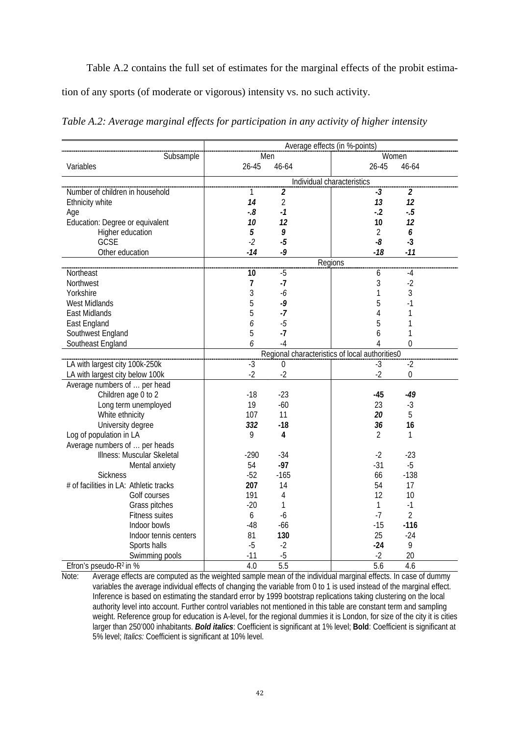Table A.2 contains the full set of estimates for the marginal effects of the probit estimation of any sports (of moderate or vigorous) intensity vs. no such activity.

*Table A.2: Average marginal effects for participation in any activity of higher intensity*

| | Average effects (in %-points) | | | |
|---|---|---|---|---|
| Subsample | Men | | Women | |
| Variables | 26-45 | 46-64 | 26-45 | 46-64 |
| | Individual characteristics | | | |
| Number of children in household | 1 | ***2*** | *-3* | ***2*** |
| Ethnicity white | ***14*** | 2 | ***13*** | ***12*** |
| Age | ***-.8*** | ***-1*** | ***-.2*** | ***-.5*** |
| Education: Degree or equivalent | ***10*** | ***12*** | **10** | ***12*** |
| Higher education | ***5*** | ***9*** | 2 | ***6*** |
| GCSE | *-2* | ***-5*** | ***-8*** | **-3** |
| Other education | ***-14*** | ***-9*** | ***-18*** | ***-11*** |
| | Regions | | | |
| Northeast | **10** | -5 | 6 | -4 |
| Northwest | **7** | **-7** | 3 | -2 |
| Yorkshire | 3 | *-6* | 1 | 3 |
| West Midlands | 5 | ***-9*** | 5 | -1 |
| East Midlands | 5 | **-7** | 4 | 1 |
| East England | *6* | *-5* | 5 | 1 |
| Southwest England | 5 | **-7** | 6 | 1 |
| Southeast England | *6* | -4 | 4 | 0 |
| | Regional characteristics of local authorities0 | | | |
| LA with largest city 100k-250k | -3 | 0 | -3 | -2 |
| LA with largest city below 100k | -2 | -2 | -2 | 0 |
| Average numbers of … per head | | | | |
| Children age 0 to 2 | -18 | -23 | **-45** | ***-49*** |
| Long term unemployed | 19 | -60 | 23 | -3 |
| White ethnicity | 107 | 11 | ***20*** | 5 |
| University degree | ***332*** | **-18** | ***36*** | **16** |
| Log of population in LA | 9 | **4** | 2 | 1 |
| Average numbers of … per heads | | | | |
| Illness: Muscular Skeletal | -290 | -34 | -2 | -23 |
| Mental anxiety | 54 | **-97** | -31 | -5 |
| Sickness | -52 | -165 | 66 | -138 |
| # of facilities in LA: Athletic tracks | **207** | 14 | 54 | 17 |
| Golf courses | 191 | 4 | 12 | 10 |
| Grass pitches | -20 | 1 | 1 | -1 |
| Fitness suites | 6 | -6 | -7 | 2 |
| Indoor bowls | -48 | -66 | -15 | **-116** |
| Indoor tennis centers | 81 | **130** | 25 | -24 |
| Sports halls | -5 | -2 | **-24** | 9 |
| Swimming pools | -11 | -5 | -2 | 20 |
| Efron's pseudo-$R^2$ in % | 4.0 | 5.5 | 5.6 | 4.6 |

Note: Average effects are computed as the weighted sample mean of the individual marginal effects. In case of dummy variables the average individual effects of changing the variable from 0 to 1 is used instead of the marginal effect. Inference is based on estimating the standard error by 1999 bootstrap replications taking clustering on the local authority level into account. Further control variables not mentioned in this table are constant term and sampling weight. Reference group for education is A-level, for the regional dummies it is London, for size of the city it is cities larger than 250'000 inhabitants. ***Bold italics***: Coefficient is significant at 1% level; **Bold**: Coefficient is significant at 5% level; *Italics:* Coefficient is significant at 10% level.